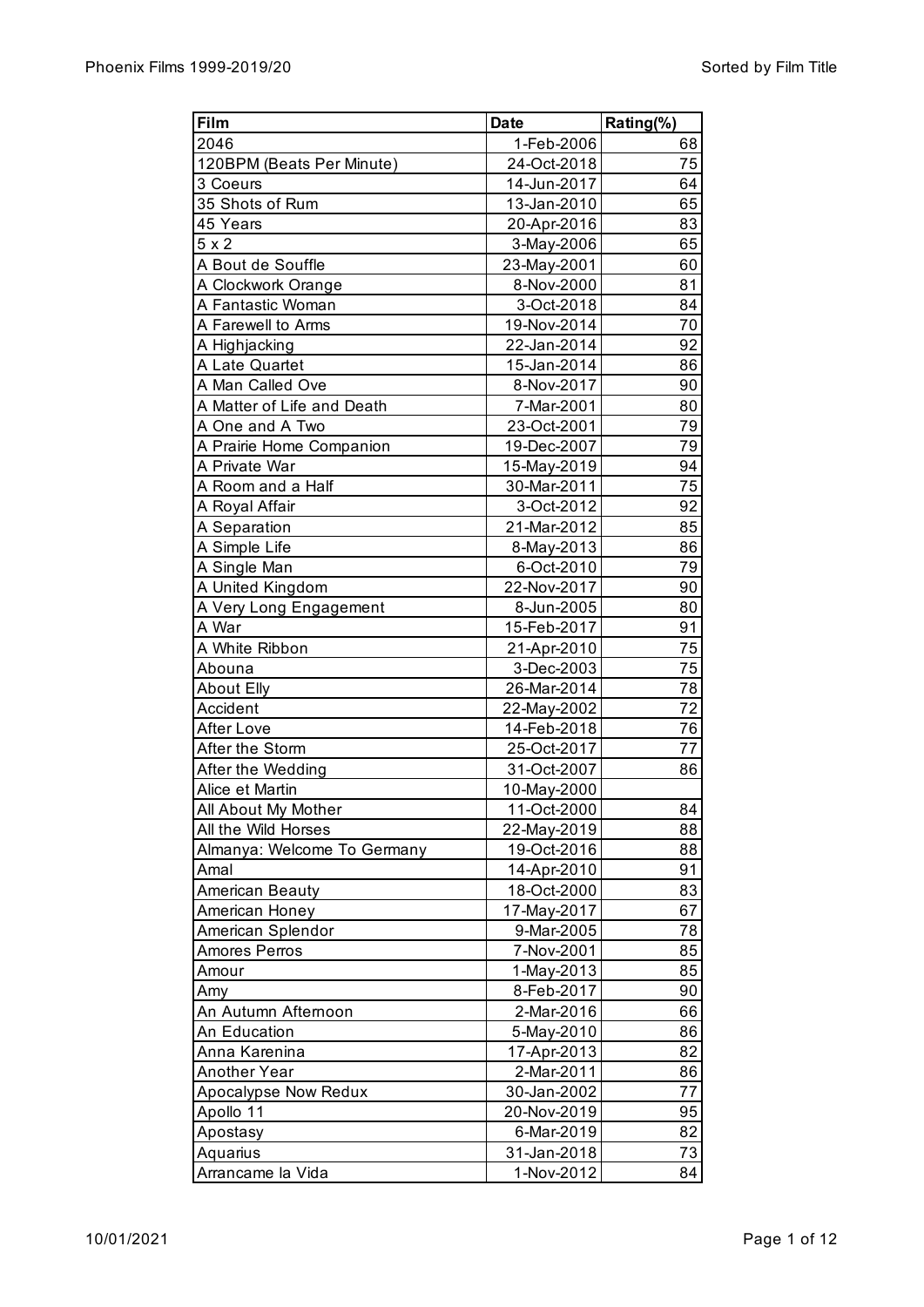| Film | Date | Rating(%) |
|---|---|---|
| 2046 | 1-Feb-2006 | 68 |
| 120BPM (Beats Per Minute) | 24-Oct-2018 | 75 |
| 3 Coeurs | 14-Jun-2017 | 64 |
| 35 Shots of Rum | 13-Jan-2010 | 65 |
| 45 Years | 20-Apr-2016 | 83 |
| 5 x 2 | 3-May-2006 | 65 |
| A Bout de Souffle | 23-May-2001 | 60 |
| A Clockwork Orange | 8-Nov-2000 | 81 |
| A Fantastic Woman | 3-Oct-2018 | 84 |
| A Farewell to Arms | 19-Nov-2014 | 70 |
| A Highjacking | 22-Jan-2014 | 92 |
| A Late Quartet | 15-Jan-2014 | 86 |
| A Man Called Ove | 8-Nov-2017 | 90 |
| A Matter of Life and Death | 7-Mar-2001 | 80 |
| A One and A Two | 23-Oct-2001 | 79 |
| A Prairie Home Companion | 19-Dec-2007 | 79 |
| A Private War | 15-May-2019 | 94 |
| A Room and a Half | 30-Mar-2011 | 75 |
| A Royal Affair | 3-Oct-2012 | 92 |
| A Separation | 21-Mar-2012 | 85 |
| A Simple Life | 8-May-2013 | 86 |
| A Single Man | 6-Oct-2010 | 79 |
| A United Kingdom | 22-Nov-2017 | 90 |
| A Very Long Engagement | 8-Jun-2005 | 80 |
| A War | 15-Feb-2017 | 91 |
| A White Ribbon | 21-Apr-2010 | 75 |
| Abouna | 3-Dec-2003 | 75 |
| About Elly | 26-Mar-2014 | 78 |
| Accident | 22-May-2002 | 72 |
| After Love | 14-Feb-2018 | 76 |
| After the Storm | 25-Oct-2017 | 77 |
| After the Wedding | 31-Oct-2007 | 86 |
| Alice et Martin | 10-May-2000 | |
| All About My Mother | 11-Oct-2000 | 84 |
| All the Wild Horses | 22-May-2019 | 88 |
| Almanya: Welcome To Germany | 19-Oct-2016 | 88 |
| Amal | 14-Apr-2010 | 91 |
| American Beauty | 18-Oct-2000 | 83 |
| American Honey | 17-May-2017 | 67 |
| American Splendor | 9-Mar-2005 | 78 |
| Amores Perros | 7-Nov-2001 | 85 |
| Amour | 1-May-2013 | 85 |
| Amy | 8-Feb-2017 | 90 |
| An Autumn Afternoon | 2-Mar-2016 | 66 |
| An Education | 5-May-2010 | 86 |
| Anna Karenina | 17-Apr-2013 | 82 |
| Another Year | 2-Mar-2011 | 86 |
| Apocalypse Now Redux | 30-Jan-2002 | 77 |
| Apollo 11 | 20-Nov-2019 | 95 |
| Apostasy | 6-Mar-2019 | 82 |
| Aquarius | 31-Jan-2018 | 73 |
| Arrancame la Vida | 1-Nov-2012 | 84 |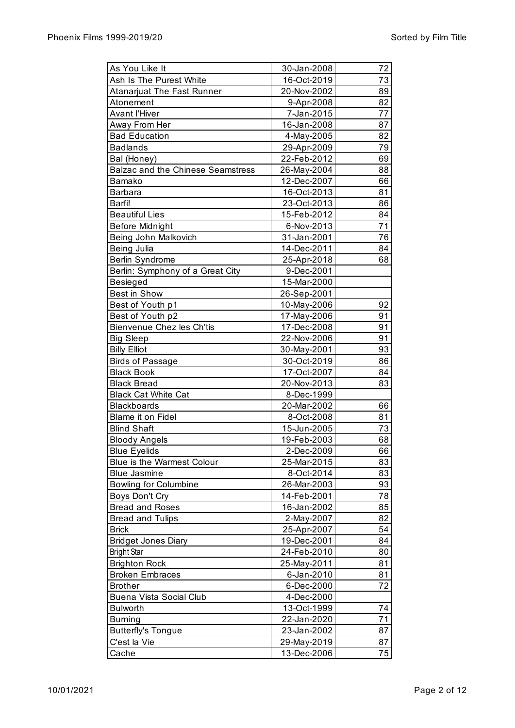| | | |
|---|---|---|
| As You Like It | 30-Jan-2008 | 72 |
| Ash Is The Purest White | 16-Oct-2019 | 73 |
| Atanarjuat The Fast Runner | 20-Nov-2002 | 89 |
| Atonement | 9-Apr-2008 | 82 |
| Avant l'Hiver | 7-Jan-2015 | 77 |
| Away From Her | 16-Jan-2008 | 87 |
| Bad Education | 4-May-2005 | 82 |
| Badlands | 29-Apr-2009 | 79 |
| Bal (Honey) | 22-Feb-2012 | 69 |
| Balzac and the Chinese Seamstress | 26-May-2004 | 88 |
| Bamako | 12-Dec-2007 | 66 |
| Barbara | 16-Oct-2013 | 81 |
| Barfi! | 23-Oct-2013 | 86 |
| Beautiful Lies | 15-Feb-2012 | 84 |
| Before Midnight | 6-Nov-2013 | 71 |
| Being John Malkovich | 31-Jan-2001 | 76 |
| Being Julia | 14-Dec-2011 | 84 |
| Berlin Syndrome | 25-Apr-2018 | 68 |
| Berlin: Symphony of a Great City | 9-Dec-2001 | |
| Besieged | 15-Mar-2000 | |
| Best in Show | 26-Sep-2001 | |
| Best of Youth p1 | 10-May-2006 | 92 |
| Best of Youth p2 | 17-May-2006 | 91 |
| Bienvenue Chez les Ch'tis | 17-Dec-2008 | 91 |
| Big Sleep | 22-Nov-2006 | 91 |
| Billy Elliot | 30-May-2001 | 93 |
| Birds of Passage | 30-Oct-2019 | 86 |
| Black Book | 17-Oct-2007 | 84 |
| Black Bread | 20-Nov-2013 | 83 |
| Black Cat White Cat | 8-Dec-1999 | |
| Blackboards | 20-Mar-2002 | 66 |
| Blame it on Fidel | 8-Oct-2008 | 81 |
| Blind Shaft | 15-Jun-2005 | 73 |
| Bloody Angels | 19-Feb-2003 | 68 |
| Blue Eyelids | 2-Dec-2009 | 66 |
| Blue is the Warmest Colour | 25-Mar-2015 | 83 |
| Blue Jasmine | 8-Oct-2014 | 83 |
| Bowling for Columbine | 26-Mar-2003 | 93 |
| Boys Don't Cry | 14-Feb-2001 | 78 |
| Bread and Roses | 16-Jan-2002 | 85 |
| Bread and Tulips | 2-May-2007 | 82 |
| Brick | 25-Apr-2007 | 54 |
| Bridget Jones Diary | 19-Dec-2001 | 84 |
| Bright Star | 24-Feb-2010 | 80 |
| Brighton Rock | 25-May-2011 | 81 |
| Broken Embraces | 6-Jan-2010 | 81 |
| Brother | 6-Dec-2000 | 72 |
| Buena Vista Social Club | 4-Dec-2000 | |
| Bulworth | 13-Oct-1999 | 74 |
| Burning | 22-Jan-2020 | 71 |
| Butterfly's Tongue | 23-Jan-2002 | 87 |
| C'est la Vie | 29-May-2019 | 87 |
| Cache | 13-Dec-2006 | 75 |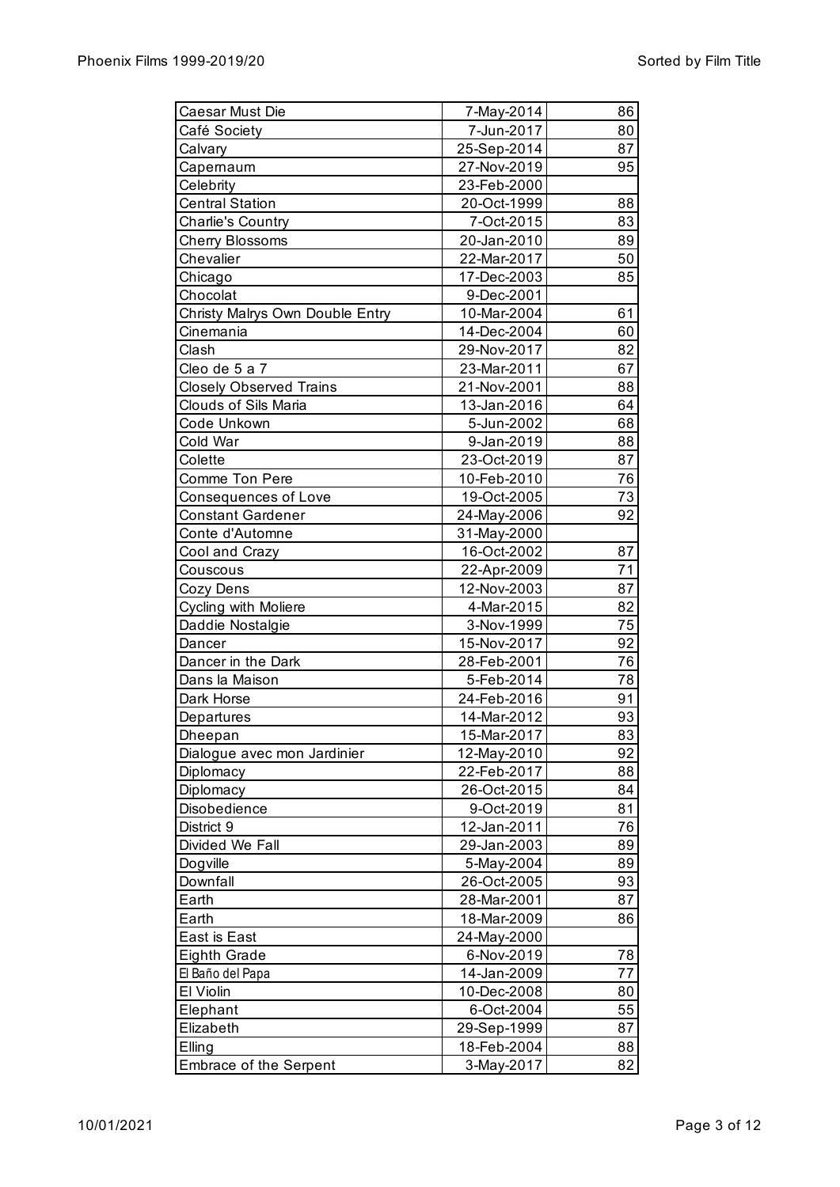| Caesar Must Die | 7-May-2014 | 86 |
|---|---|---|
| Café Society | 7-Jun-2017 | 80 |
| Calvary | 25-Sep-2014 | 87 |
| Capernaum | 27-Nov-2019 | 95 |
| Celebrity | 23-Feb-2000 | |
| Central Station | 20-Oct-1999 | 88 |
| Charlie's Country | 7-Oct-2015 | 83 |
| Cherry Blossoms | 20-Jan-2010 | 89 |
| Chevalier | 22-Mar-2017 | 50 |
| Chicago | 17-Dec-2003 | 85 |
| Chocolat | 9-Dec-2001 | |
| Christy Malrys Own Double Entry | 10-Mar-2004 | 61 |
| Cinemania | 14-Dec-2004 | 60 |
| Clash | 29-Nov-2017 | 82 |
| Cleo de 5 a 7 | 23-Mar-2011 | 67 |
| Closely Observed Trains | 21-Nov-2001 | 88 |
| Clouds of Sils Maria | 13-Jan-2016 | 64 |
| Code Unkown | 5-Jun-2002 | 68 |
| Cold War | 9-Jan-2019 | 88 |
| Colette | 23-Oct-2019 | 87 |
| Comme Ton Pere | 10-Feb-2010 | 76 |
| Consequences of Love | 19-Oct-2005 | 73 |
| Constant Gardener | 24-May-2006 | 92 |
| Conte d'Automne | 31-May-2000 | |
| Cool and Crazy | 16-Oct-2002 | 87 |
| Couscous | 22-Apr-2009 | 71 |
| Cozy Dens | 12-Nov-2003 | 87 |
| Cycling with Moliere | 4-Mar-2015 | 82 |
| Daddie Nostalgie | 3-Nov-1999 | 75 |
| Dancer | 15-Nov-2017 | 92 |
| Dancer in the Dark | 28-Feb-2001 | 76 |
| Dans la Maison | 5-Feb-2014 | 78 |
| Dark Horse | 24-Feb-2016 | 91 |
| Departures | 14-Mar-2012 | 93 |
| Dheepan | 15-Mar-2017 | 83 |
| Dialogue avec mon Jardinier | 12-May-2010 | 92 |
| Diplomacy | 22-Feb-2017 | 88 |
| Diplomacy | 26-Oct-2015 | 84 |
| Disobedience | 9-Oct-2019 | 81 |
| District 9 | 12-Jan-2011 | 76 |
| Divided We Fall | 29-Jan-2003 | 89 |
| Dogville | 5-May-2004 | 89 |
| Downfall | 26-Oct-2005 | 93 |
| Earth | 28-Mar-2001 | 87 |
| Earth | 18-Mar-2009 | 86 |
| East is East | 24-May-2000 | |
| Eighth Grade | 6-Nov-2019 | 78 |
| El Baño del Papa | 14-Jan-2009 | 77 |
| El Violin | 10-Dec-2008 | 80 |
| Elephant | 6-Oct-2004 | 55 |
| Elizabeth | 29-Sep-1999 | 87 |
| Elling | 18-Feb-2004 | 88 |
| Embrace of the Serpent | 3-May-2017 | 82 |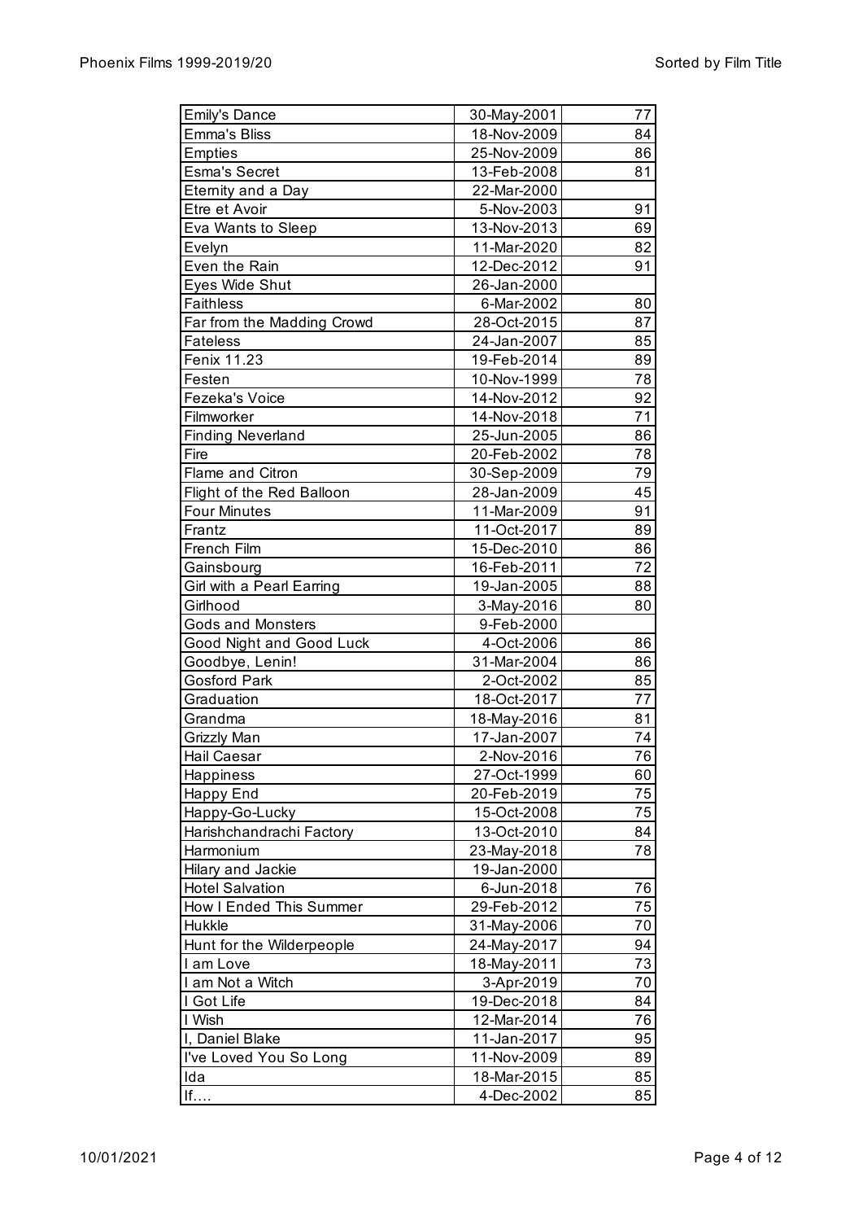| Emily's Dance | 30-May-2001 | 77 |
|---|---|---|
| Emma's Bliss | 18-Nov-2009 | 84 |
| Empties | 25-Nov-2009 | 86 |
| Esma's Secret | 13-Feb-2008 | 81 |
| Eternity and a Day | 22-Mar-2000 | |
| Etre et Avoir | 5-Nov-2003 | 91 |
| Eva Wants to Sleep | 13-Nov-2013 | 69 |
| Evelyn | 11-Mar-2020 | 82 |
| Even the Rain | 12-Dec-2012 | 91 |
| Eyes Wide Shut | 26-Jan-2000 | |
| Faithless | 6-Mar-2002 | 80 |
| Far from the Madding Crowd | 28-Oct-2015 | 87 |
| Fateless | 24-Jan-2007 | 85 |
| Fenix 11.23 | 19-Feb-2014 | 89 |
| Festen | 10-Nov-1999 | 78 |
| Fezeka's Voice | 14-Nov-2012 | 92 |
| Filmworker | 14-Nov-2018 | 71 |
| Finding Neverland | 25-Jun-2005 | 86 |
| Fire | 20-Feb-2002 | 78 |
| Flame and Citron | 30-Sep-2009 | 79 |
| Flight of the Red Balloon | 28-Jan-2009 | 45 |
| Four Minutes | 11-Mar-2009 | 91 |
| Frantz | 11-Oct-2017 | 89 |
| French Film | 15-Dec-2010 | 86 |
| Gainsbourg | 16-Feb-2011 | 72 |
| Girl with a Pearl Earring | 19-Jan-2005 | 88 |
| Girlhood | 3-May-2016 | 80 |
| Gods and Monsters | 9-Feb-2000 | |
| Good Night and Good Luck | 4-Oct-2006 | 86 |
| Goodbye, Lenin! | 31-Mar-2004 | 86 |
| Gosford Park | 2-Oct-2002 | 85 |
| Graduation | 18-Oct-2017 | 77 |
| Grandma | 18-May-2016 | 81 |
| Grizzly Man | 17-Jan-2007 | 74 |
| Hail Caesar | 2-Nov-2016 | 76 |
| Happiness | 27-Oct-1999 | 60 |
| Happy End | 20-Feb-2019 | 75 |
| Happy-Go-Lucky | 15-Oct-2008 | 75 |
| Harishchandrachi Factory | 13-Oct-2010 | 84 |
| Harmonium | 23-May-2018 | 78 |
| Hilary and Jackie | 19-Jan-2000 | |
| Hotel Salvation | 6-Jun-2018 | 76 |
| How I Ended This Summer | 29-Feb-2012 | 75 |
| Hukkle | 31-May-2006 | 70 |
| Hunt for the Wilderpeople | 24-May-2017 | 94 |
| I am Love | 18-May-2011 | 73 |
| I am Not a Witch | 3-Apr-2019 | 70 |
| I Got Life | 19-Dec-2018 | 84 |
| I Wish | 12-Mar-2014 | 76 |
| I, Daniel Blake | 11-Jan-2017 | 95 |
| I've Loved You So Long | 11-Nov-2009 | 89 |
| Ida | 18-Mar-2015 | 85 |
| If.... | 4-Dec-2002 | 85 |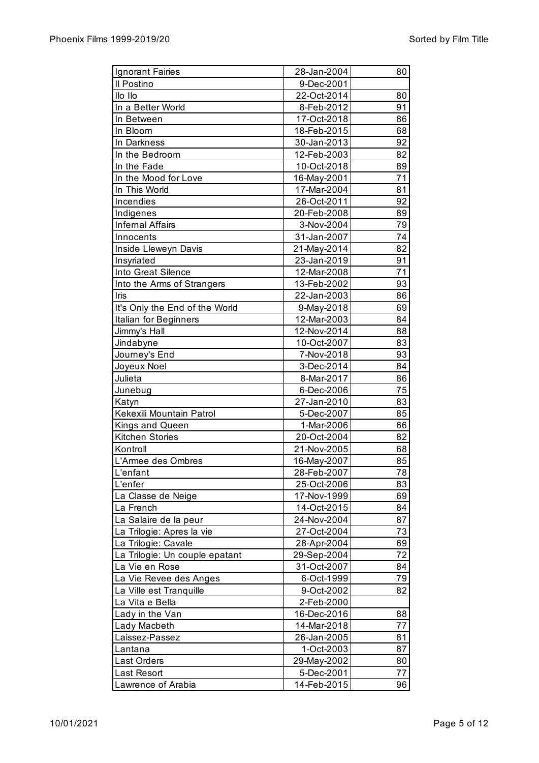| Film Title | Date | Score |
|---|---|---|
| Ignorant Fairies | 28-Jan-2004 | 80 |
| Il Postino | 9-Dec-2001 | |
| Ilo Ilo | 22-Oct-2014 | 80 |
| In a Better World | 8-Feb-2012 | 91 |
| In Between | 17-Oct-2018 | 86 |
| In Bloom | 18-Feb-2015 | 68 |
| In Darkness | 30-Jan-2013 | 92 |
| In the Bedroom | 12-Feb-2003 | 82 |
| In the Fade | 10-Oct-2018 | 89 |
| In the Mood for Love | 16-May-2001 | 71 |
| In This World | 17-Mar-2004 | 81 |
| Incendies | 26-Oct-2011 | 92 |
| Indigenes | 20-Feb-2008 | 89 |
| Infernal Affairs | 3-Nov-2004 | 79 |
| Innocents | 31-Jan-2007 | 74 |
| Inside Lleweyn Davis | 21-May-2014 | 82 |
| Insyriated | 23-Jan-2019 | 91 |
| Into Great Silence | 12-Mar-2008 | 71 |
| Into the Arms of Strangers | 13-Feb-2002 | 93 |
| Iris | 22-Jan-2003 | 86 |
| It's Only the End of the World | 9-May-2018 | 69 |
| Italian for Beginners | 12-Mar-2003 | 84 |
| Jimmy's Hall | 12-Nov-2014 | 88 |
| Jindabyne | 10-Oct-2007 | 83 |
| Journey's End | 7-Nov-2018 | 93 |
| Joyeux Noel | 3-Dec-2014 | 84 |
| Julieta | 8-Mar-2017 | 86 |
| Junebug | 6-Dec-2006 | 75 |
| Katyn | 27-Jan-2010 | 83 |
| Kekexili Mountain Patrol | 5-Dec-2007 | 85 |
| Kings and Queen | 1-Mar-2006 | 66 |
| Kitchen Stories | 20-Oct-2004 | 82 |
| Kontroll | 21-Nov-2005 | 68 |
| L'Armee des Ombres | 16-May-2007 | 85 |
| L'enfant | 28-Feb-2007 | 78 |
| L'enfer | 25-Oct-2006 | 83 |
| La Classe de Neige | 17-Nov-1999 | 69 |
| La French | 14-Oct-2015 | 84 |
| La Salaire de la peur | 24-Nov-2004 | 87 |
| La Trilogie: Apres la vie | 27-Oct-2004 | 73 |
| La Trilogie: Cavale | 28-Apr-2004 | 69 |
| La Trilogie: Un couple epatant | 29-Sep-2004 | 72 |
| La Vie en Rose | 31-Oct-2007 | 84 |
| La Vie Revee des Anges | 6-Oct-1999 | 79 |
| La Ville est Tranquille | 9-Oct-2002 | 82 |
| La Vita e Bella | 2-Feb-2000 | |
| Lady in the Van | 16-Dec-2016 | 88 |
| Lady Macbeth | 14-Mar-2018 | 77 |
| Laissez-Passez | 26-Jan-2005 | 81 |
| Lantana | 1-Oct-2003 | 87 |
| Last Orders | 29-May-2002 | 80 |
| Last Resort | 5-Dec-2001 | 77 |
| Lawrence of Arabia | 14-Feb-2015 | 96 |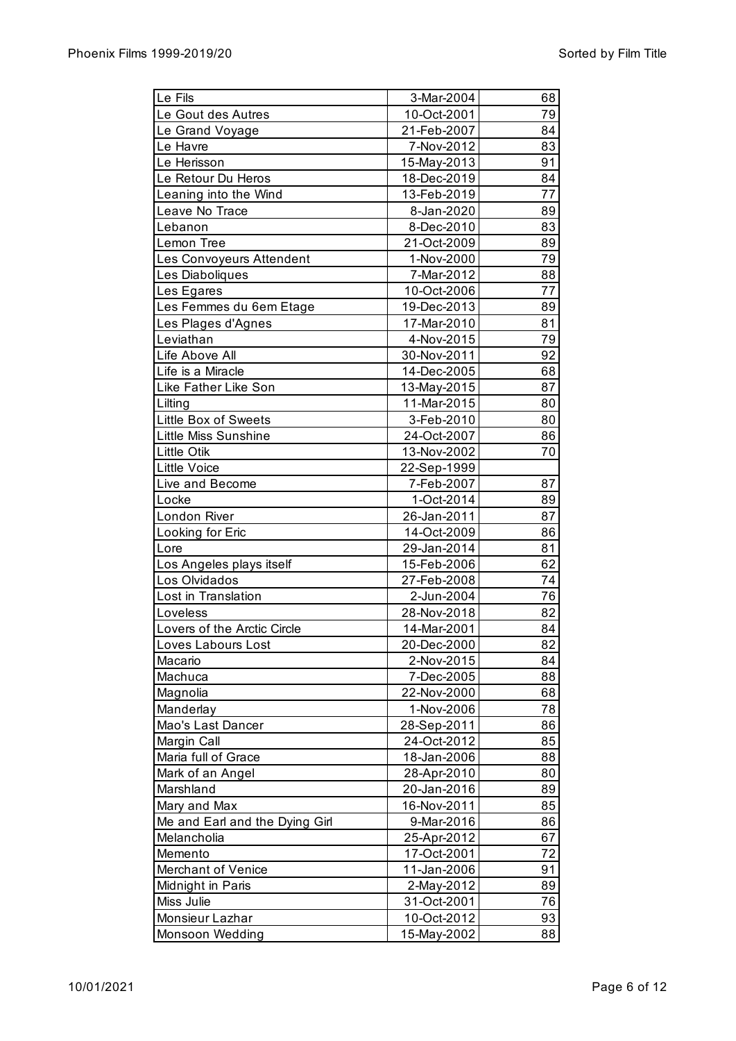| | | |
|---|---|---|
| Le Fils | 3-Mar-2004 | 68 |
| Le Gout des Autres | 10-Oct-2001 | 79 |
| Le Grand Voyage | 21-Feb-2007 | 84 |
| Le Havre | 7-Nov-2012 | 83 |
| Le Herisson | 15-May-2013 | 91 |
| Le Retour Du Heros | 18-Dec-2019 | 84 |
| Leaning into the Wind | 13-Feb-2019 | 77 |
| Leave No Trace | 8-Jan-2020 | 89 |
| Lebanon | 8-Dec-2010 | 83 |
| Lemon Tree | 21-Oct-2009 | 89 |
| Les Convoyeurs Attendent | 1-Nov-2000 | 79 |
| Les Diaboliques | 7-Mar-2012 | 88 |
| Les Egares | 10-Oct-2006 | 77 |
| Les Femmes du 6em Etage | 19-Dec-2013 | 89 |
| Les Plages d'Agnes | 17-Mar-2010 | 81 |
| Leviathan | 4-Nov-2015 | 79 |
| Life Above All | 30-Nov-2011 | 92 |
| Life is a Miracle | 14-Dec-2005 | 68 |
| Like Father Like Son | 13-May-2015 | 87 |
| Lilting | 11-Mar-2015 | 80 |
| Little Box of Sweets | 3-Feb-2010 | 80 |
| Little Miss Sunshine | 24-Oct-2007 | 86 |
| Little Otik | 13-Nov-2002 | 70 |
| Little Voice | 22-Sep-1999 | |
| Live and Become | 7-Feb-2007 | 87 |
| Locke | 1-Oct-2014 | 89 |
| London River | 26-Jan-2011 | 87 |
| Looking for Eric | 14-Oct-2009 | 86 |
| Lore | 29-Jan-2014 | 81 |
| Los Angeles plays itself | 15-Feb-2006 | 62 |
| Los Olvidados | 27-Feb-2008 | 74 |
| Lost in Translation | 2-Jun-2004 | 76 |
| Loveless | 28-Nov-2018 | 82 |
| Lovers of the Arctic Circle | 14-Mar-2001 | 84 |
| Loves Labours Lost | 20-Dec-2000 | 82 |
| Macario | 2-Nov-2015 | 84 |
| Machuca | 7-Dec-2005 | 88 |
| Magnolia | 22-Nov-2000 | 68 |
| Manderlay | 1-Nov-2006 | 78 |
| Mao's Last Dancer | 28-Sep-2011 | 86 |
| Margin Call | 24-Oct-2012 | 85 |
| Maria full of Grace | 18-Jan-2006 | 88 |
| Mark of an Angel | 28-Apr-2010 | 80 |
| Marshland | 20-Jan-2016 | 89 |
| Mary and Max | 16-Nov-2011 | 85 |
| Me and Earl and the Dying Girl | 9-Mar-2016 | 86 |
| Melancholia | 25-Apr-2012 | 67 |
| Memento | 17-Oct-2001 | 72 |
| Merchant of Venice | 11-Jan-2006 | 91 |
| Midnight in Paris | 2-May-2012 | 89 |
| Miss Julie | 31-Oct-2001 | 76 |
| Monsieur Lazhar | 10-Oct-2012 | 93 |
| Monsoon Wedding | 15-May-2002 | 88 |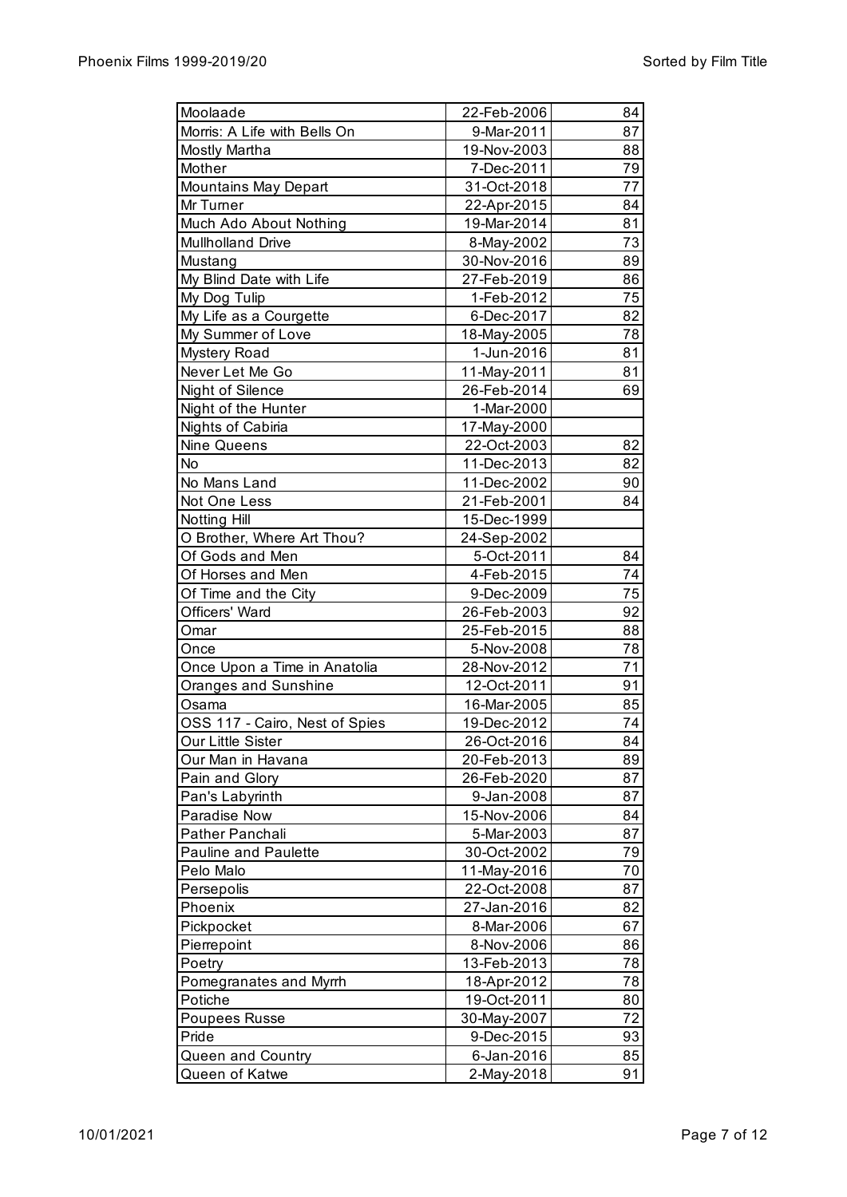| | | |
|---|---|---|
| Moolaade | 22-Feb-2006 | 84 |
| Morris: A Life with Bells On | 9-Mar-2011 | 87 |
| Mostly Martha | 19-Nov-2003 | 88 |
| Mother | 7-Dec-2011 | 79 |
| Mountains May Depart | 31-Oct-2018 | 77 |
| Mr Turner | 22-Apr-2015 | 84 |
| Much Ado About Nothing | 19-Mar-2014 | 81 |
| Mullholland Drive | 8-May-2002 | 73 |
| Mustang | 30-Nov-2016 | 89 |
| My Blind Date with Life | 27-Feb-2019 | 86 |
| My Dog Tulip | 1-Feb-2012 | 75 |
| My Life as a Courgette | 6-Dec-2017 | 82 |
| My Summer of Love | 18-May-2005 | 78 |
| Mystery Road | 1-Jun-2016 | 81 |
| Never Let Me Go | 11-May-2011 | 81 |
| Night of Silence | 26-Feb-2014 | 69 |
| Night of the Hunter | 1-Mar-2000 | |
| Nights of Cabiria | 17-May-2000 | |
| Nine Queens | 22-Oct-2003 | 82 |
| No | 11-Dec-2013 | 82 |
| No Mans Land | 11-Dec-2002 | 90 |
| Not One Less | 21-Feb-2001 | 84 |
| Notting Hill | 15-Dec-1999 | |
| O Brother, Where Art Thou? | 24-Sep-2002 | |
| Of Gods and Men | 5-Oct-2011 | 84 |
| Of Horses and Men | 4-Feb-2015 | 74 |
| Of Time and the City | 9-Dec-2009 | 75 |
| Officers' Ward | 26-Feb-2003 | 92 |
| Omar | 25-Feb-2015 | 88 |
| Once | 5-Nov-2008 | 78 |
| Once Upon a Time in Anatolia | 28-Nov-2012 | 71 |
| Oranges and Sunshine | 12-Oct-2011 | 91 |
| Osama | 16-Mar-2005 | 85 |
| OSS 117 - Cairo, Nest of Spies | 19-Dec-2012 | 74 |
| Our Little Sister | 26-Oct-2016 | 84 |
| Our Man in Havana | 20-Feb-2013 | 89 |
| Pain and Glory | 26-Feb-2020 | 87 |
| Pan's Labyrinth | 9-Jan-2008 | 87 |
| Paradise Now | 15-Nov-2006 | 84 |
| Pather Panchali | 5-Mar-2003 | 87 |
| Pauline and Paulette | 30-Oct-2002 | 79 |
| Pelo Malo | 11-May-2016 | 70 |
| Persepolis | 22-Oct-2008 | 87 |
| Phoenix | 27-Jan-2016 | 82 |
| Pickpocket | 8-Mar-2006 | 67 |
| Pierrepoint | 8-Nov-2006 | 86 |
| Poetry | 13-Feb-2013 | 78 |
| Pomegranates and Myrrh | 18-Apr-2012 | 78 |
| Potiche | 19-Oct-2011 | 80 |
| Poupees Russe | 30-May-2007 | 72 |
| Pride | 9-Dec-2015 | 93 |
| Queen and Country | 6-Jan-2016 | 85 |
| Queen of Katwe | 2-May-2018 | 91 |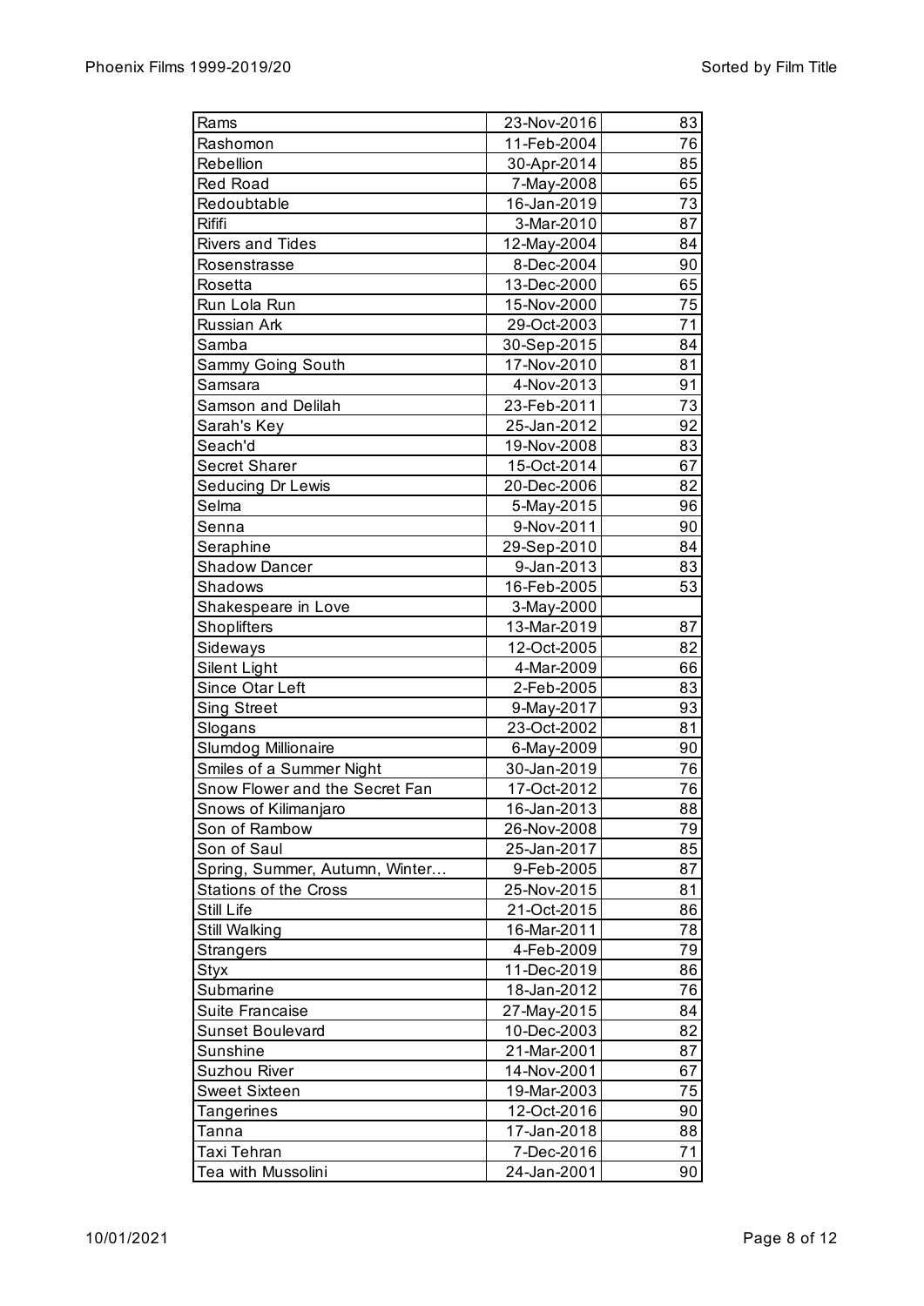| | | |
|---|---|---|
| Rams | 23-Nov-2016 | 83 |
| Rashomon | 11-Feb-2004 | 76 |
| Rebellion | 30-Apr-2014 | 85 |
| Red Road | 7-May-2008 | 65 |
| Redoubtable | 16-Jan-2019 | 73 |
| Rififi | 3-Mar-2010 | 87 |
| Rivers and Tides | 12-May-2004 | 84 |
| Rosenstrasse | 8-Dec-2004 | 90 |
| Rosetta | 13-Dec-2000 | 65 |
| Run Lola Run | 15-Nov-2000 | 75 |
| Russian Ark | 29-Oct-2003 | 71 |
| Samba | 30-Sep-2015 | 84 |
| Sammy Going South | 17-Nov-2010 | 81 |
| Samsara | 4-Nov-2013 | 91 |
| Samson and Delilah | 23-Feb-2011 | 73 |
| Sarah's Key | 25-Jan-2012 | 92 |
| Seach'd | 19-Nov-2008 | 83 |
| Secret Sharer | 15-Oct-2014 | 67 |
| Seducing Dr Lewis | 20-Dec-2006 | 82 |
| Selma | 5-May-2015 | 96 |
| Senna | 9-Nov-2011 | 90 |
| Seraphine | 29-Sep-2010 | 84 |
| Shadow Dancer | 9-Jan-2013 | 83 |
| Shadows | 16-Feb-2005 | 53 |
| Shakespeare in Love | 3-May-2000 | |
| Shoplifters | 13-Mar-2019 | 87 |
| Sideways | 12-Oct-2005 | 82 |
| Silent Light | 4-Mar-2009 | 66 |
| Since Otar Left | 2-Feb-2005 | 83 |
| Sing Street | 9-May-2017 | 93 |
| Slogans | 23-Oct-2002 | 81 |
| Slumdog Millionaire | 6-May-2009 | 90 |
| Smiles of a Summer Night | 30-Jan-2019 | 76 |
| Snow Flower and the Secret Fan | 17-Oct-2012 | 76 |
| Snows of Kilimanjaro | 16-Jan-2013 | 88 |
| Son of Rambow | 26-Nov-2008 | 79 |
| Son of Saul | 25-Jan-2017 | 85 |
| Spring, Summer, Autumn, Winter… | 9-Feb-2005 | 87 |
| Stations of the Cross | 25-Nov-2015 | 81 |
| Still Life | 21-Oct-2015 | 86 |
| Still Walking | 16-Mar-2011 | 78 |
| Strangers | 4-Feb-2009 | 79 |
| Styx | 11-Dec-2019 | 86 |
| Submarine | 18-Jan-2012 | 76 |
| Suite Francaise | 27-May-2015 | 84 |
| Sunset Boulevard | 10-Dec-2003 | 82 |
| Sunshine | 21-Mar-2001 | 87 |
| Suzhou River | 14-Nov-2001 | 67 |
| Sweet Sixteen | 19-Mar-2003 | 75 |
| Tangerines | 12-Oct-2016 | 90 |
| Tanna | 17-Jan-2018 | 88 |
| Taxi Tehran | 7-Dec-2016 | 71 |
| Tea with Mussolini | 24-Jan-2001 | 90 |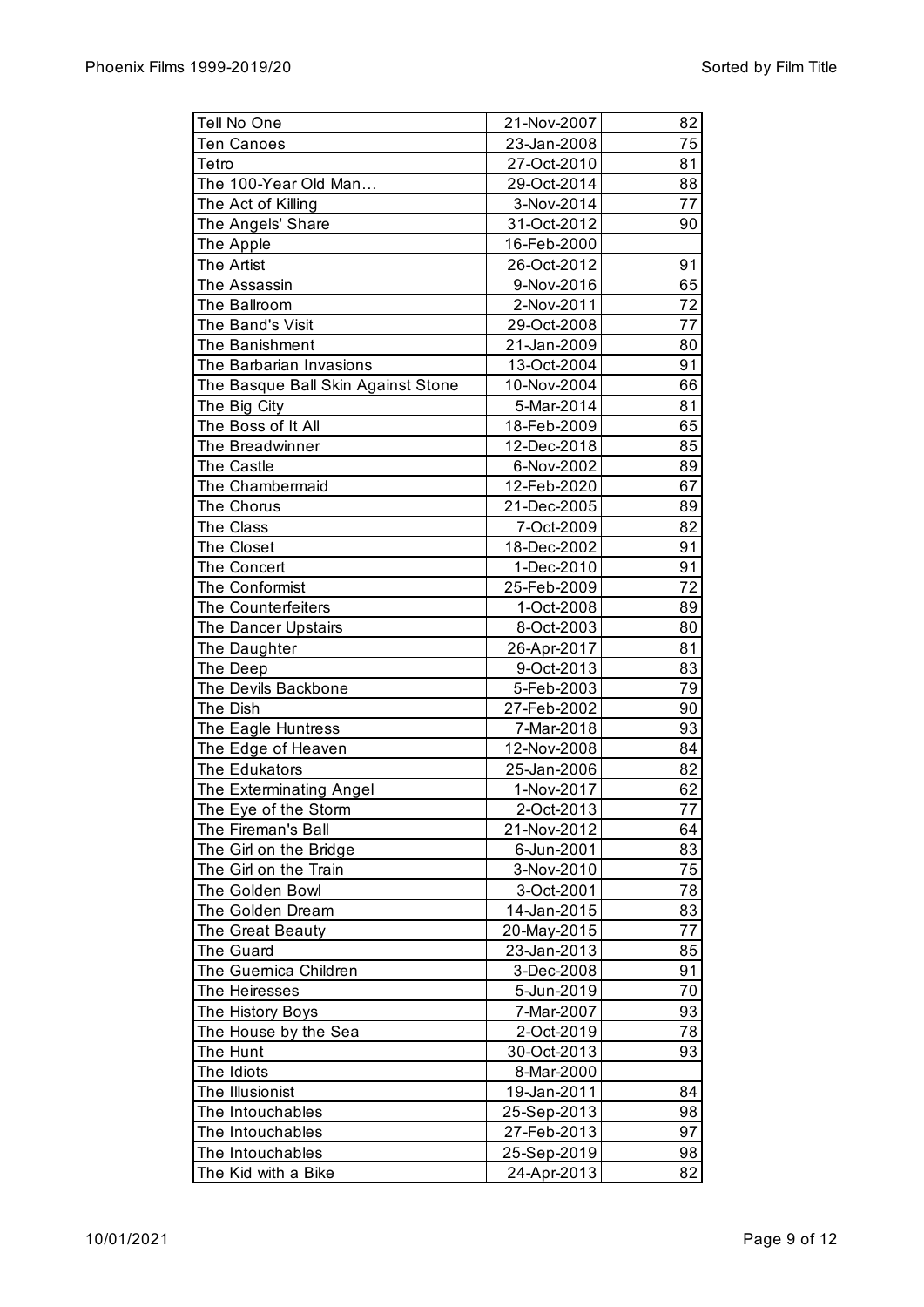| Film Title | Date | Score |
|---|---|---|
| Tell No One | 21-Nov-2007 | 82 |
| Ten Canoes | 23-Jan-2008 | 75 |
| Tetro | 27-Oct-2010 | 81 |
| The 100-Year Old Man… | 29-Oct-2014 | 88 |
| The Act of Killing | 3-Nov-2014 | 77 |
| The Angels' Share | 31-Oct-2012 | 90 |
| The Apple | 16-Feb-2000 | |
| The Artist | 26-Oct-2012 | 91 |
| The Assassin | 9-Nov-2016 | 65 |
| The Ballroom | 2-Nov-2011 | 72 |
| The Band's Visit | 29-Oct-2008 | 77 |
| The Banishment | 21-Jan-2009 | 80 |
| The Barbarian Invasions | 13-Oct-2004 | 91 |
| The Basque Ball Skin Against Stone | 10-Nov-2004 | 66 |
| The Big City | 5-Mar-2014 | 81 |
| The Boss of It All | 18-Feb-2009 | 65 |
| The Breadwinner | 12-Dec-2018 | 85 |
| The Castle | 6-Nov-2002 | 89 |
| The Chambermaid | 12-Feb-2020 | 67 |
| The Chorus | 21-Dec-2005 | 89 |
| The Class | 7-Oct-2009 | 82 |
| The Closet | 18-Dec-2002 | 91 |
| The Concert | 1-Dec-2010 | 91 |
| The Conformist | 25-Feb-2009 | 72 |
| The Counterfeiters | 1-Oct-2008 | 89 |
| The Dancer Upstairs | 8-Oct-2003 | 80 |
| The Daughter | 26-Apr-2017 | 81 |
| The Deep | 9-Oct-2013 | 83 |
| The Devils Backbone | 5-Feb-2003 | 79 |
| The Dish | 27-Feb-2002 | 90 |
| The Eagle Huntress | 7-Mar-2018 | 93 |
| The Edge of Heaven | 12-Nov-2008 | 84 |
| The Edukators | 25-Jan-2006 | 82 |
| The Exterminating Angel | 1-Nov-2017 | 62 |
| The Eye of the Storm | 2-Oct-2013 | 77 |
| The Fireman's Ball | 21-Nov-2012 | 64 |
| The Girl on the Bridge | 6-Jun-2001 | 83 |
| The Girl on the Train | 3-Nov-2010 | 75 |
| The Golden Bowl | 3-Oct-2001 | 78 |
| The Golden Dream | 14-Jan-2015 | 83 |
| The Great Beauty | 20-May-2015 | 77 |
| The Guard | 23-Jan-2013 | 85 |
| The Guernica Children | 3-Dec-2008 | 91 |
| The Heiresses | 5-Jun-2019 | 70 |
| The History Boys | 7-Mar-2007 | 93 |
| The House by the Sea | 2-Oct-2019 | 78 |
| The Hunt | 30-Oct-2013 | 93 |
| The Idiots | 8-Mar-2000 | |
| The Illusionist | 19-Jan-2011 | 84 |
| The Intouchables | 25-Sep-2013 | 98 |
| The Intouchables | 27-Feb-2013 | 97 |
| The Intouchables | 25-Sep-2019 | 98 |
| The Kid with a Bike | 24-Apr-2013 | 82 |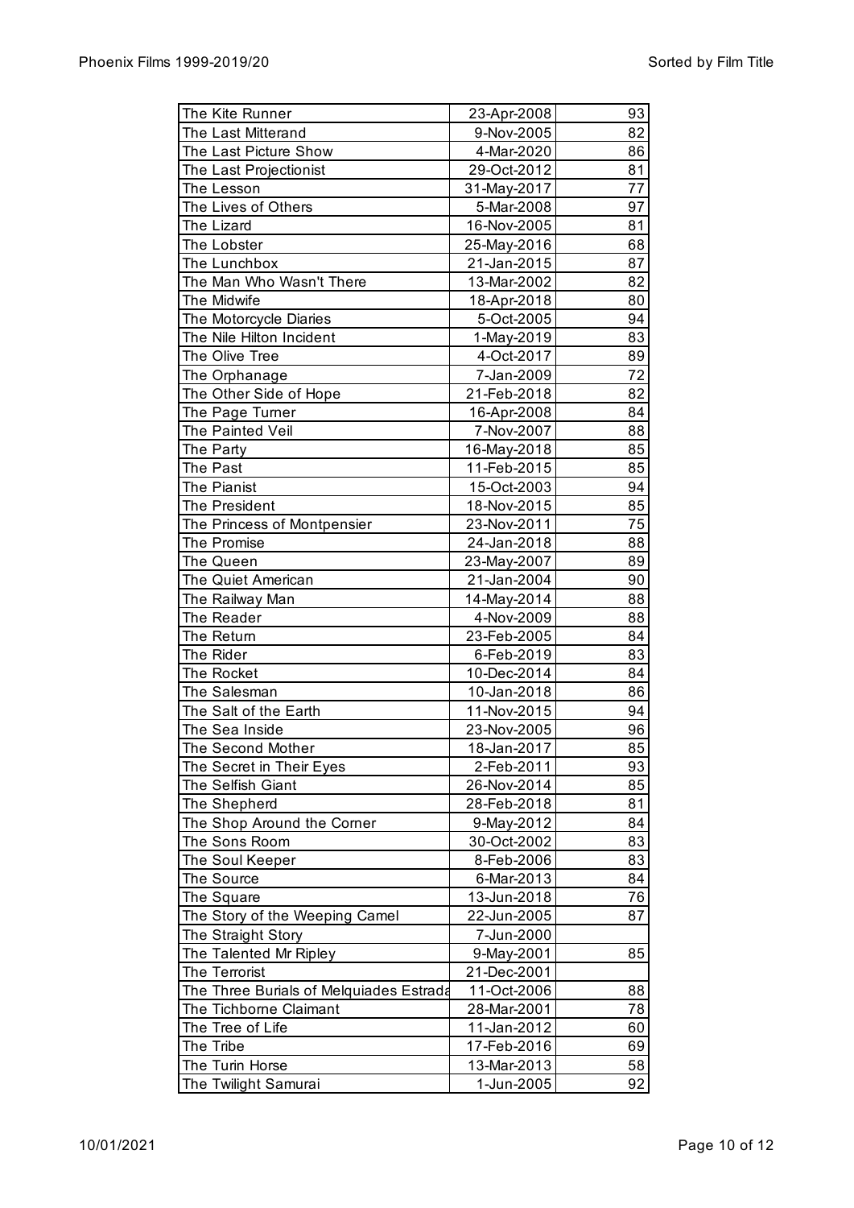| The Kite Runner | 23-Apr-2008 | 93 |
|---|---|---|
| The Last Mitterand | 9-Nov-2005 | 82 |
| The Last Picture Show | 4-Mar-2020 | 86 |
| The Last Projectionist | 29-Oct-2012 | 81 |
| The Lesson | 31-May-2017 | 77 |
| The Lives of Others | 5-Mar-2008 | 97 |
| The Lizard | 16-Nov-2005 | 81 |
| The Lobster | 25-May-2016 | 68 |
| The Lunchbox | 21-Jan-2015 | 87 |
| The Man Who Wasn't There | 13-Mar-2002 | 82 |
| The Midwife | 18-Apr-2018 | 80 |
| The Motorcycle Diaries | 5-Oct-2005 | 94 |
| The Nile Hilton Incident | 1-May-2019 | 83 |
| The Olive Tree | 4-Oct-2017 | 89 |
| The Orphanage | 7-Jan-2009 | 72 |
| The Other Side of Hope | 21-Feb-2018 | 82 |
| The Page Turner | 16-Apr-2008 | 84 |
| The Painted Veil | 7-Nov-2007 | 88 |
| The Party | 16-May-2018 | 85 |
| The Past | 11-Feb-2015 | 85 |
| The Pianist | 15-Oct-2003 | 94 |
| The President | 18-Nov-2015 | 85 |
| The Princess of Montpensier | 23-Nov-2011 | 75 |
| The Promise | 24-Jan-2018 | 88 |
| The Queen | 23-May-2007 | 89 |
| The Quiet American | 21-Jan-2004 | 90 |
| The Railway Man | 14-May-2014 | 88 |
| The Reader | 4-Nov-2009 | 88 |
| The Return | 23-Feb-2005 | 84 |
| The Rider | 6-Feb-2019 | 83 |
| The Rocket | 10-Dec-2014 | 84 |
| The Salesman | 10-Jan-2018 | 86 |
| The Salt of the Earth | 11-Nov-2015 | 94 |
| The Sea Inside | 23-Nov-2005 | 96 |
| The Second Mother | 18-Jan-2017 | 85 |
| The Secret in Their Eyes | 2-Feb-2011 | 93 |
| The Selfish Giant | 26-Nov-2014 | 85 |
| The Shepherd | 28-Feb-2018 | 81 |
| The Shop Around the Corner | 9-May-2012 | 84 |
| The Sons Room | 30-Oct-2002 | 83 |
| The Soul Keeper | 8-Feb-2006 | 83 |
| The Source | 6-Mar-2013 | 84 |
| The Square | 13-Jun-2018 | 76 |
| The Story of the Weeping Camel | 22-Jun-2005 | 87 |
| The Straight Story | 7-Jun-2000 | |
| The Talented Mr Ripley | 9-May-2001 | 85 |
| The Terrorist | 21-Dec-2001 | |
| The Three Burials of Melquiades Estrada | 11-Oct-2006 | 88 |
| The Tichborne Claimant | 28-Mar-2001 | 78 |
| The Tree of Life | 11-Jan-2012 | 60 |
| The Tribe | 17-Feb-2016 | 69 |
| The Turin Horse | 13-Mar-2013 | 58 |
| The Twilight Samurai | 1-Jun-2005 | 92 |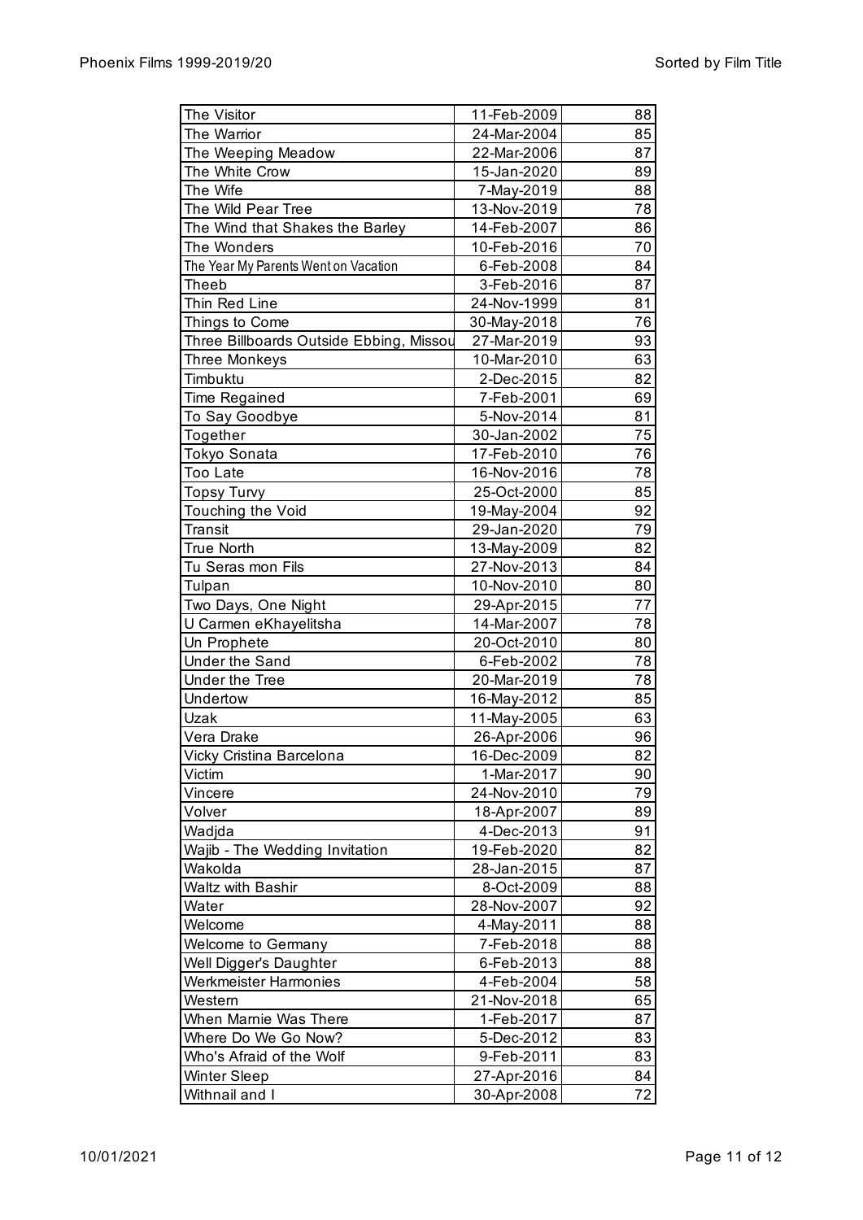| The Visitor | 11-Feb-2009 | 88 |
|---|---|---|
| The Warrior | 24-Mar-2004 | 85 |
| The Weeping Meadow | 22-Mar-2006 | 87 |
| The White Crow | 15-Jan-2020 | 89 |
| The Wife | 7-May-2019 | 88 |
| The Wild Pear Tree | 13-Nov-2019 | 78 |
| The Wind that Shakes the Barley | 14-Feb-2007 | 86 |
| The Wonders | 10-Feb-2016 | 70 |
| The Year My Parents Went on Vacation | 6-Feb-2008 | 84 |
| Theeb | 3-Feb-2016 | 87 |
| Thin Red Line | 24-Nov-1999 | 81 |
| Things to Come | 30-May-2018 | 76 |
| Three Billboards Outside Ebbing, Missou | 27-Mar-2019 | 93 |
| Three Monkeys | 10-Mar-2010 | 63 |
| Timbuktu | 2-Dec-2015 | 82 |
| Time Regained | 7-Feb-2001 | 69 |
| To Say Goodbye | 5-Nov-2014 | 81 |
| Together | 30-Jan-2002 | 75 |
| Tokyo Sonata | 17-Feb-2010 | 76 |
| Too Late | 16-Nov-2016 | 78 |
| Topsy Turvy | 25-Oct-2000 | 85 |
| Touching the Void | 19-May-2004 | 92 |
| Transit | 29-Jan-2020 | 79 |
| True North | 13-May-2009 | 82 |
| Tu Seras mon Fils | 27-Nov-2013 | 84 |
| Tulpan | 10-Nov-2010 | 80 |
| Two Days, One Night | 29-Apr-2015 | 77 |
| U Carmen eKhayelitsha | 14-Mar-2007 | 78 |
| Un Prophete | 20-Oct-2010 | 80 |
| Under the Sand | 6-Feb-2002 | 78 |
| Under the Tree | 20-Mar-2019 | 78 |
| Undertow | 16-May-2012 | 85 |
| Uzak | 11-May-2005 | 63 |
| Vera Drake | 26-Apr-2006 | 96 |
| Vicky Cristina Barcelona | 16-Dec-2009 | 82 |
| Victim | 1-Mar-2017 | 90 |
| Vincere | 24-Nov-2010 | 79 |
| Volver | 18-Apr-2007 | 89 |
| Wadjda | 4-Dec-2013 | 91 |
| Wajib - The Wedding Invitation | 19-Feb-2020 | 82 |
| Wakolda | 28-Jan-2015 | 87 |
| Waltz with Bashir | 8-Oct-2009 | 88 |
| Water | 28-Nov-2007 | 92 |
| Welcome | 4-May-2011 | 88 |
| Welcome to Germany | 7-Feb-2018 | 88 |
| Well Digger's Daughter | 6-Feb-2013 | 88 |
| Werkmeister Harmonies | 4-Feb-2004 | 58 |
| Western | 21-Nov-2018 | 65 |
| When Marnie Was There | 1-Feb-2017 | 87 |
| Where Do We Go Now? | 5-Dec-2012 | 83 |
| Who's Afraid of the Wolf | 9-Feb-2011 | 83 |
| Winter Sleep | 27-Apr-2016 | 84 |
| Withnail and I | 30-Apr-2008 | 72 |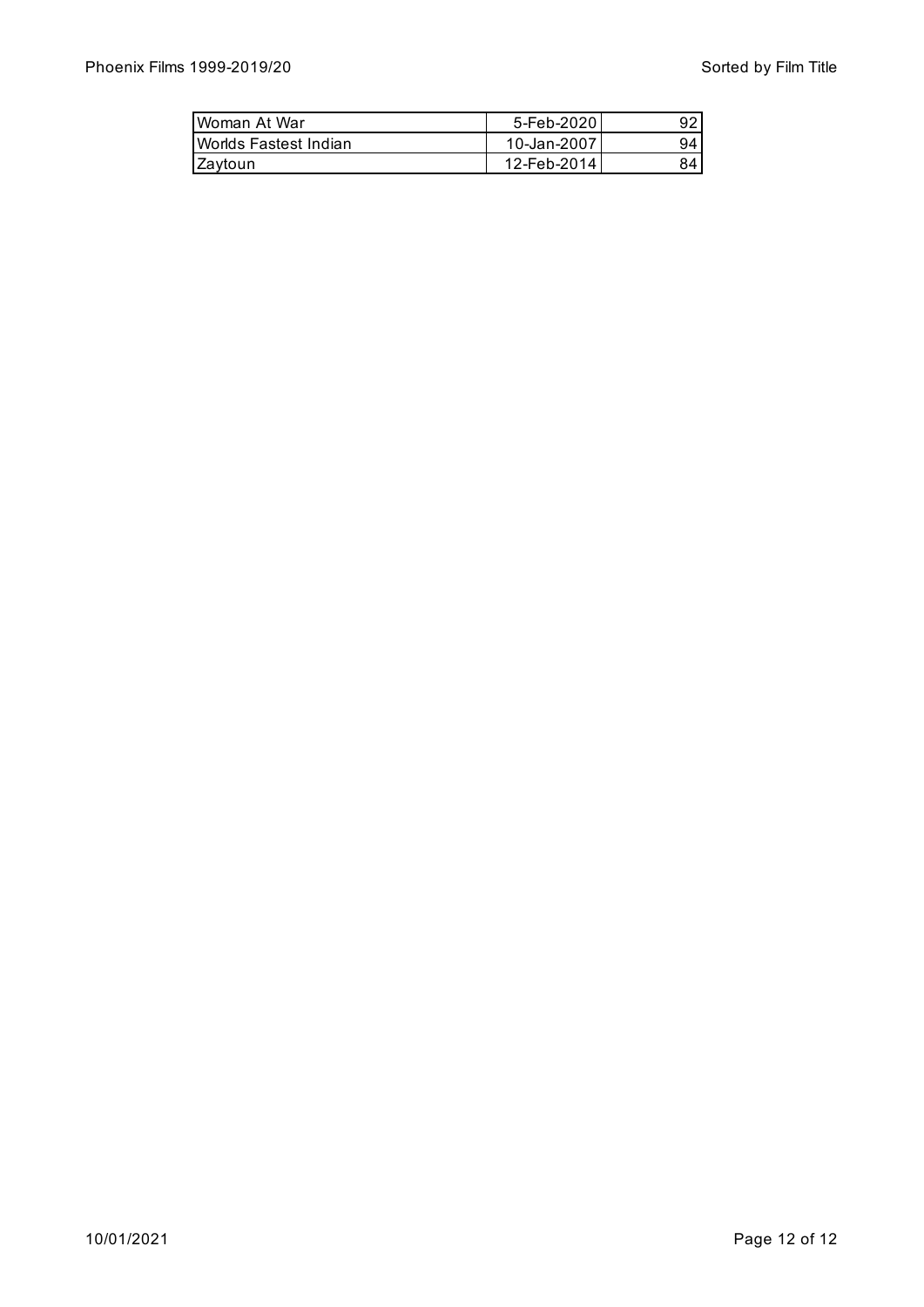| Woman At War | 5-Feb-2020 | 92 |
|---|---|---|
| Worlds Fastest Indian | 10-Jan-2007 | 94 |
| Zaytoun | 12-Feb-2014 | 84 |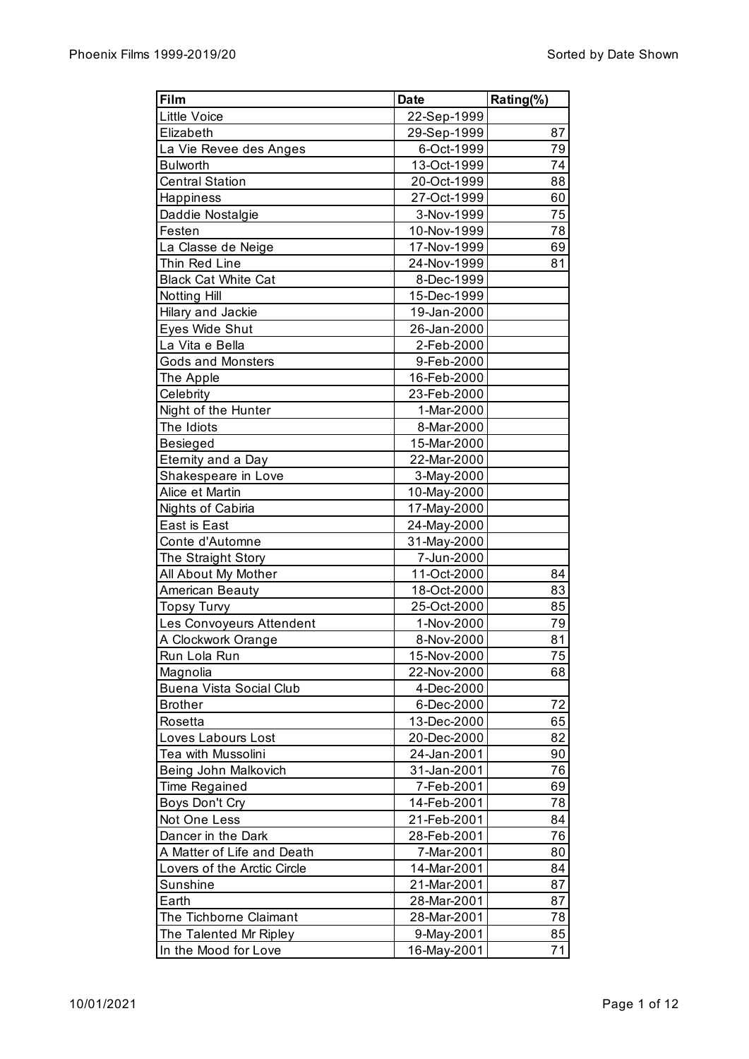| Film | Date | Rating(%) |
|---|---|---|
| Little Voice | 22-Sep-1999 | |
| Elizabeth | 29-Sep-1999 | 87 |
| La Vie Revee des Anges | 6-Oct-1999 | 79 |
| Bulworth | 13-Oct-1999 | 74 |
| Central Station | 20-Oct-1999 | 88 |
| Happiness | 27-Oct-1999 | 60 |
| Daddie Nostalgie | 3-Nov-1999 | 75 |
| Festen | 10-Nov-1999 | 78 |
| La Classe de Neige | 17-Nov-1999 | 69 |
| Thin Red Line | 24-Nov-1999 | 81 |
| Black Cat White Cat | 8-Dec-1999 | |
| Notting Hill | 15-Dec-1999 | |
| Hilary and Jackie | 19-Jan-2000 | |
| Eyes Wide Shut | 26-Jan-2000 | |
| La Vita e Bella | 2-Feb-2000 | |
| Gods and Monsters | 9-Feb-2000 | |
| The Apple | 16-Feb-2000 | |
| Celebrity | 23-Feb-2000 | |
| Night of the Hunter | 1-Mar-2000 | |
| The Idiots | 8-Mar-2000 | |
| Besieged | 15-Mar-2000 | |
| Eternity and a Day | 22-Mar-2000 | |
| Shakespeare in Love | 3-May-2000 | |
| Alice et Martin | 10-May-2000 | |
| Nights of Cabiria | 17-May-2000 | |
| East is East | 24-May-2000 | |
| Conte d'Automne | 31-May-2000 | |
| The Straight Story | 7-Jun-2000 | |
| All About My Mother | 11-Oct-2000 | 84 |
| American Beauty | 18-Oct-2000 | 83 |
| Topsy Turvy | 25-Oct-2000 | 85 |
| Les Convoyeurs Attendent | 1-Nov-2000 | 79 |
| A Clockwork Orange | 8-Nov-2000 | 81 |
| Run Lola Run | 15-Nov-2000 | 75 |
| Magnolia | 22-Nov-2000 | 68 |
| Buena Vista Social Club | 4-Dec-2000 | |
| Brother | 6-Dec-2000 | 72 |
| Rosetta | 13-Dec-2000 | 65 |
| Loves Labours Lost | 20-Dec-2000 | 82 |
| Tea with Mussolini | 24-Jan-2001 | 90 |
| Being John Malkovich | 31-Jan-2001 | 76 |
| Time Regained | 7-Feb-2001 | 69 |
| Boys Don't Cry | 14-Feb-2001 | 78 |
| Not One Less | 21-Feb-2001 | 84 |
| Dancer in the Dark | 28-Feb-2001 | 76 |
| A Matter of Life and Death | 7-Mar-2001 | 80 |
| Lovers of the Arctic Circle | 14-Mar-2001 | 84 |
| Sunshine | 21-Mar-2001 | 87 |
| Earth | 28-Mar-2001 | 87 |
| The Tichborne Claimant | 28-Mar-2001 | 78 |
| The Talented Mr Ripley | 9-May-2001 | 85 |
| In the Mood for Love | 16-May-2001 | 71 |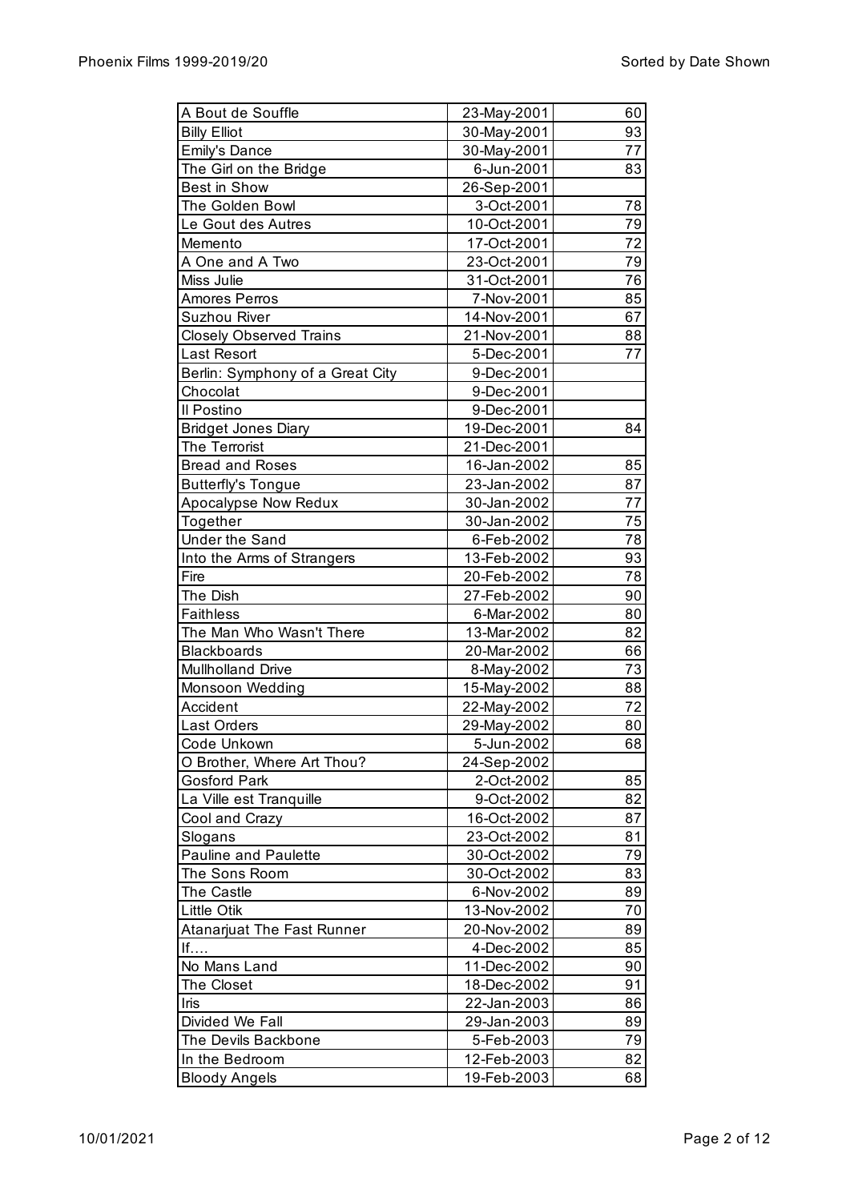| A Bout de Souffle | 23-May-2001 | 60 |
|---|---|---|
| Billy Elliot | 30-May-2001 | 93 |
| Emily's Dance | 30-May-2001 | 77 |
| The Girl on the Bridge | 6-Jun-2001 | 83 |
| Best in Show | 26-Sep-2001 | |
| The Golden Bowl | 3-Oct-2001 | 78 |
| Le Gout des Autres | 10-Oct-2001 | 79 |
| Memento | 17-Oct-2001 | 72 |
| A One and A Two | 23-Oct-2001 | 79 |
| Miss Julie | 31-Oct-2001 | 76 |
| Amores Perros | 7-Nov-2001 | 85 |
| Suzhou River | 14-Nov-2001 | 67 |
| Closely Observed Trains | 21-Nov-2001 | 88 |
| Last Resort | 5-Dec-2001 | 77 |
| Berlin: Symphony of a Great City | 9-Dec-2001 | |
| Chocolat | 9-Dec-2001 | |
| Il Postino | 9-Dec-2001 | |
| Bridget Jones Diary | 19-Dec-2001 | 84 |
| The Terrorist | 21-Dec-2001 | |
| Bread and Roses | 16-Jan-2002 | 85 |
| Butterfly's Tongue | 23-Jan-2002 | 87 |
| Apocalypse Now Redux | 30-Jan-2002 | 77 |
| Together | 30-Jan-2002 | 75 |
| Under the Sand | 6-Feb-2002 | 78 |
| Into the Arms of Strangers | 13-Feb-2002 | 93 |
| Fire | 20-Feb-2002 | 78 |
| The Dish | 27-Feb-2002 | 90 |
| Faithless | 6-Mar-2002 | 80 |
| The Man Who Wasn't There | 13-Mar-2002 | 82 |
| Blackboards | 20-Mar-2002 | 66 |
| Mullholland Drive | 8-May-2002 | 73 |
| Monsoon Wedding | 15-May-2002 | 88 |
| Accident | 22-May-2002 | 72 |
| Last Orders | 29-May-2002 | 80 |
| Code Unkown | 5-Jun-2002 | 68 |
| O Brother, Where Art Thou? | 24-Sep-2002 | |
| Gosford Park | 2-Oct-2002 | 85 |
| La Ville est Tranquille | 9-Oct-2002 | 82 |
| Cool and Crazy | 16-Oct-2002 | 87 |
| Slogans | 23-Oct-2002 | 81 |
| Pauline and Paulette | 30-Oct-2002 | 79 |
| The Sons Room | 30-Oct-2002 | 83 |
| The Castle | 6-Nov-2002 | 89 |
| Little Otik | 13-Nov-2002 | 70 |
| Atanarjuat The Fast Runner | 20-Nov-2002 | 89 |
| If.... | 4-Dec-2002 | 85 |
| No Mans Land | 11-Dec-2002 | 90 |
| The Closet | 18-Dec-2002 | 91 |
| Iris | 22-Jan-2003 | 86 |
| Divided We Fall | 29-Jan-2003 | 89 |
| The Devils Backbone | 5-Feb-2003 | 79 |
| In the Bedroom | 12-Feb-2003 | 82 |
| Bloody Angels | 19-Feb-2003 | 68 |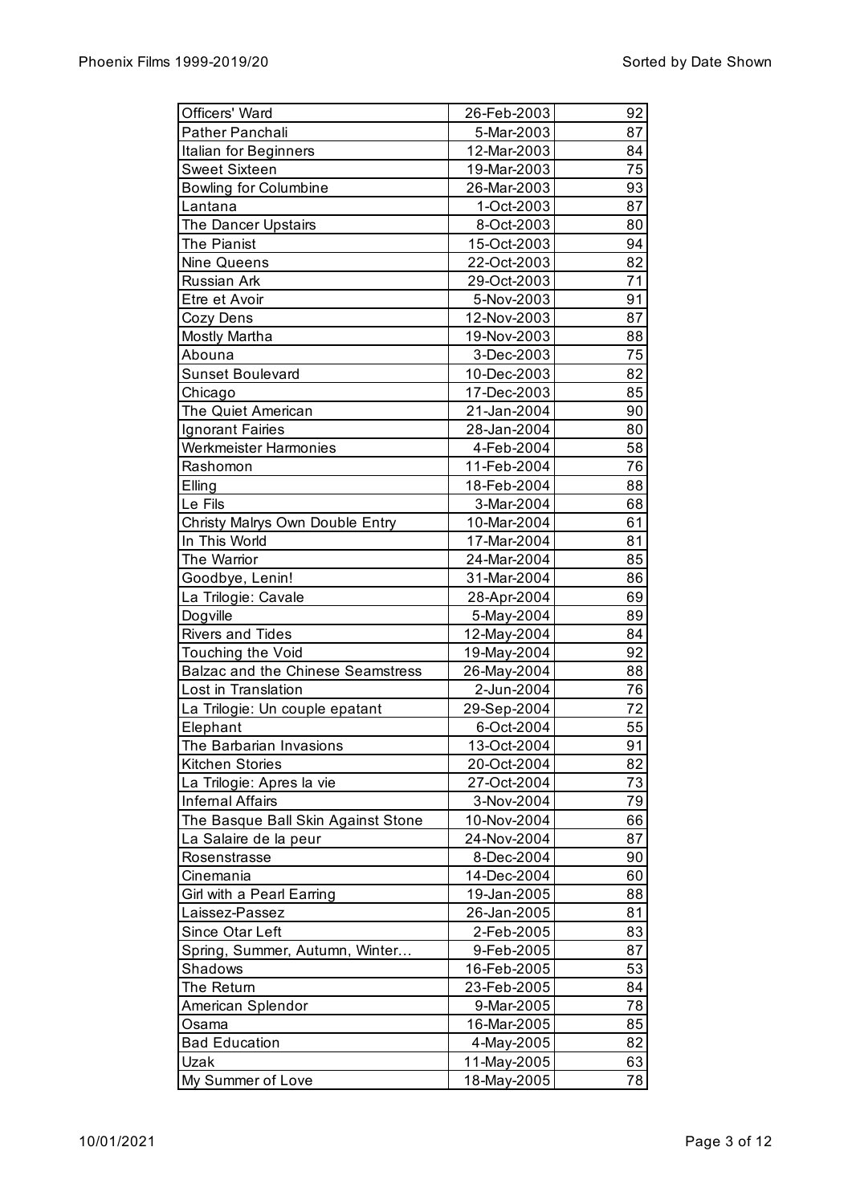| Officers' Ward | 26-Feb-2003 | 92 |
|---|---|---|
| Pather Panchali | 5-Mar-2003 | 87 |
| Italian for Beginners | 12-Mar-2003 | 84 |
| Sweet Sixteen | 19-Mar-2003 | 75 |
| Bowling for Columbine | 26-Mar-2003 | 93 |
| Lantana | 1-Oct-2003 | 87 |
| The Dancer Upstairs | 8-Oct-2003 | 80 |
| The Pianist | 15-Oct-2003 | 94 |
| Nine Queens | 22-Oct-2003 | 82 |
| Russian Ark | 29-Oct-2003 | 71 |
| Etre et Avoir | 5-Nov-2003 | 91 |
| Cozy Dens | 12-Nov-2003 | 87 |
| Mostly Martha | 19-Nov-2003 | 88 |
| Abouna | 3-Dec-2003 | 75 |
| Sunset Boulevard | 10-Dec-2003 | 82 |
| Chicago | 17-Dec-2003 | 85 |
| The Quiet American | 21-Jan-2004 | 90 |
| Ignorant Fairies | 28-Jan-2004 | 80 |
| Werkmeister Harmonies | 4-Feb-2004 | 58 |
| Rashomon | 11-Feb-2004 | 76 |
| Elling | 18-Feb-2004 | 88 |
| Le Fils | 3-Mar-2004 | 68 |
| Christy Malrys Own Double Entry | 10-Mar-2004 | 61 |
| In This World | 17-Mar-2004 | 81 |
| The Warrior | 24-Mar-2004 | 85 |
| Goodbye, Lenin! | 31-Mar-2004 | 86 |
| La Trilogie: Cavale | 28-Apr-2004 | 69 |
| Dogville | 5-May-2004 | 89 |
| Rivers and Tides | 12-May-2004 | 84 |
| Touching the Void | 19-May-2004 | 92 |
| Balzac and the Chinese Seamstress | 26-May-2004 | 88 |
| Lost in Translation | 2-Jun-2004 | 76 |
| La Trilogie: Un couple epatant | 29-Sep-2004 | 72 |
| Elephant | 6-Oct-2004 | 55 |
| The Barbarian Invasions | 13-Oct-2004 | 91 |
| Kitchen Stories | 20-Oct-2004 | 82 |
| La Trilogie: Apres la vie | 27-Oct-2004 | 73 |
| Infernal Affairs | 3-Nov-2004 | 79 |
| The Basque Ball Skin Against Stone | 10-Nov-2004 | 66 |
| La Salaire de la peur | 24-Nov-2004 | 87 |
| Rosenstrasse | 8-Dec-2004 | 90 |
| Cinemania | 14-Dec-2004 | 60 |
| Girl with a Pearl Earring | 19-Jan-2005 | 88 |
| Laissez-Passez | 26-Jan-2005 | 81 |
| Since Otar Left | 2-Feb-2005 | 83 |
| Spring, Summer, Autumn, Winter… | 9-Feb-2005 | 87 |
| Shadows | 16-Feb-2005 | 53 |
| The Return | 23-Feb-2005 | 84 |
| American Splendor | 9-Mar-2005 | 78 |
| Osama | 16-Mar-2005 | 85 |
| Bad Education | 4-May-2005 | 82 |
| Uzak | 11-May-2005 | 63 |
| My Summer of Love | 18-May-2005 | 78 |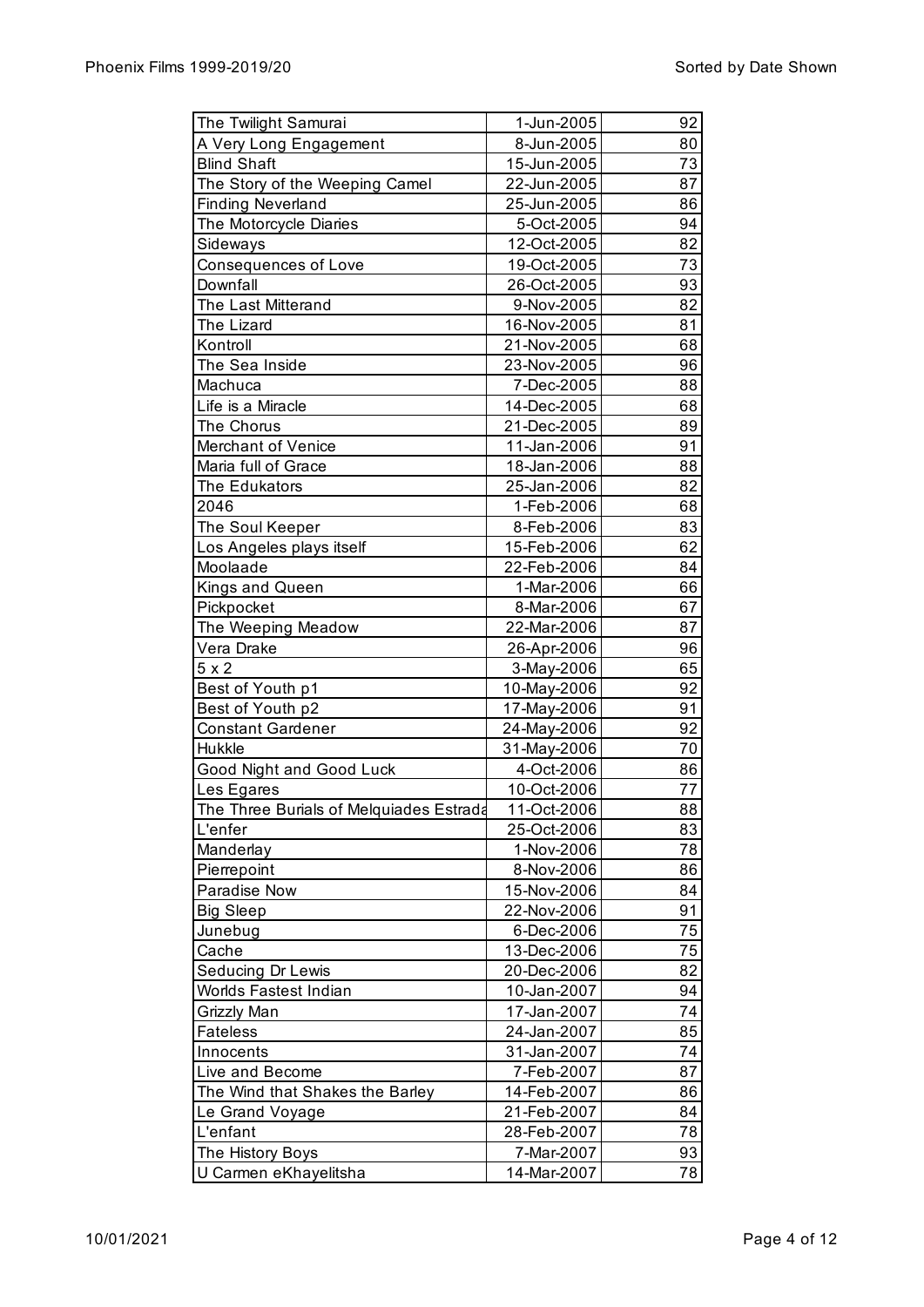| The Twilight Samurai | 1-Jun-2005 | 92 |
|---|---|---|
| A Very Long Engagement | 8-Jun-2005 | 80 |
| Blind Shaft | 15-Jun-2005 | 73 |
| The Story of the Weeping Camel | 22-Jun-2005 | 87 |
| Finding Neverland | 25-Jun-2005 | 86 |
| The Motorcycle Diaries | 5-Oct-2005 | 94 |
| Sideways | 12-Oct-2005 | 82 |
| Consequences of Love | 19-Oct-2005 | 73 |
| Downfall | 26-Oct-2005 | 93 |
| The Last Mitterand | 9-Nov-2005 | 82 |
| The Lizard | 16-Nov-2005 | 81 |
| Kontroll | 21-Nov-2005 | 68 |
| The Sea Inside | 23-Nov-2005 | 96 |
| Machuca | 7-Dec-2005 | 88 |
| Life is a Miracle | 14-Dec-2005 | 68 |
| The Chorus | 21-Dec-2005 | 89 |
| Merchant of Venice | 11-Jan-2006 | 91 |
| Maria full of Grace | 18-Jan-2006 | 88 |
| The Edukators | 25-Jan-2006 | 82 |
| 2046 | 1-Feb-2006 | 68 |
| The Soul Keeper | 8-Feb-2006 | 83 |
| Los Angeles plays itself | 15-Feb-2006 | 62 |
| Moolaade | 22-Feb-2006 | 84 |
| Kings and Queen | 1-Mar-2006 | 66 |
| Pickpocket | 8-Mar-2006 | 67 |
| The Weeping Meadow | 22-Mar-2006 | 87 |
| Vera Drake | 26-Apr-2006 | 96 |
| 5 x 2 | 3-May-2006 | 65 |
| Best of Youth p1 | 10-May-2006 | 92 |
| Best of Youth p2 | 17-May-2006 | 91 |
| Constant Gardener | 24-May-2006 | 92 |
| Hukkle | 31-May-2006 | 70 |
| Good Night and Good Luck | 4-Oct-2006 | 86 |
| Les Egares | 10-Oct-2006 | 77 |
| The Three Burials of Melquiades Estrada | 11-Oct-2006 | 88 |
| L'enfer | 25-Oct-2006 | 83 |
| Manderlay | 1-Nov-2006 | 78 |
| Pierrepoint | 8-Nov-2006 | 86 |
| Paradise Now | 15-Nov-2006 | 84 |
| Big Sleep | 22-Nov-2006 | 91 |
| Junebug | 6-Dec-2006 | 75 |
| Cache | 13-Dec-2006 | 75 |
| Seducing Dr Lewis | 20-Dec-2006 | 82 |
| Worlds Fastest Indian | 10-Jan-2007 | 94 |
| Grizzly Man | 17-Jan-2007 | 74 |
| Fateless | 24-Jan-2007 | 85 |
| Innocents | 31-Jan-2007 | 74 |
| Live and Become | 7-Feb-2007 | 87 |
| The Wind that Shakes the Barley | 14-Feb-2007 | 86 |
| Le Grand Voyage | 21-Feb-2007 | 84 |
| L'enfant | 28-Feb-2007 | 78 |
| The History Boys | 7-Mar-2007 | 93 |
| U Carmen eKhayelitsha | 14-Mar-2007 | 78 |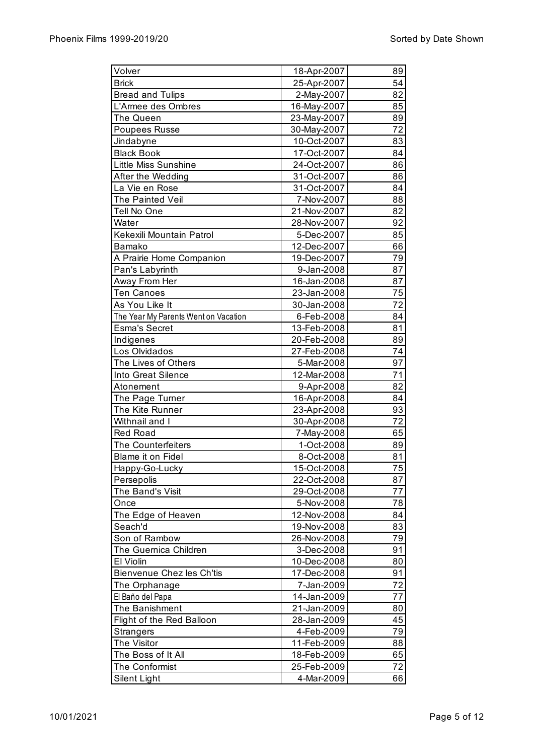| | | |
|---|---|---|
| Volver | 18-Apr-2007 | 89 |
| Brick | 25-Apr-2007 | 54 |
| Bread and Tulips | 2-May-2007 | 82 |
| L'Armee des Ombres | 16-May-2007 | 85 |
| The Queen | 23-May-2007 | 89 |
| Poupees Russe | 30-May-2007 | 72 |
| Jindabyne | 10-Oct-2007 | 83 |
| Black Book | 17-Oct-2007 | 84 |
| Little Miss Sunshine | 24-Oct-2007 | 86 |
| After the Wedding | 31-Oct-2007 | 86 |
| La Vie en Rose | 31-Oct-2007 | 84 |
| The Painted Veil | 7-Nov-2007 | 88 |
| Tell No One | 21-Nov-2007 | 82 |
| Water | 28-Nov-2007 | 92 |
| Kekexili Mountain Patrol | 5-Dec-2007 | 85 |
| Bamako | 12-Dec-2007 | 66 |
| A Prairie Home Companion | 19-Dec-2007 | 79 |
| Pan's Labyrinth | 9-Jan-2008 | 87 |
| Away From Her | 16-Jan-2008 | 87 |
| Ten Canoes | 23-Jan-2008 | 75 |
| As You Like It | 30-Jan-2008 | 72 |
| The Year My Parents Went on Vacation | 6-Feb-2008 | 84 |
| Esma's Secret | 13-Feb-2008 | 81 |
| Indigenes | 20-Feb-2008 | 89 |
| Los Olvidados | 27-Feb-2008 | 74 |
| The Lives of Others | 5-Mar-2008 | 97 |
| Into Great Silence | 12-Mar-2008 | 71 |
| Atonement | 9-Apr-2008 | 82 |
| The Page Turner | 16-Apr-2008 | 84 |
| The Kite Runner | 23-Apr-2008 | 93 |
| Withnail and I | 30-Apr-2008 | 72 |
| Red Road | 7-May-2008 | 65 |
| The Counterfeiters | 1-Oct-2008 | 89 |
| Blame it on Fidel | 8-Oct-2008 | 81 |
| Happy-Go-Lucky | 15-Oct-2008 | 75 |
| Persepolis | 22-Oct-2008 | 87 |
| The Band's Visit | 29-Oct-2008 | 77 |
| Once | 5-Nov-2008 | 78 |
| The Edge of Heaven | 12-Nov-2008 | 84 |
| Seach'd | 19-Nov-2008 | 83 |
| Son of Rambow | 26-Nov-2008 | 79 |
| The Guernica Children | 3-Dec-2008 | 91 |
| El Violin | 10-Dec-2008 | 80 |
| Bienvenue Chez les Ch'tis | 17-Dec-2008 | 91 |
| The Orphanage | 7-Jan-2009 | 72 |
| El Baño del Papa | 14-Jan-2009 | 77 |
| The Banishment | 21-Jan-2009 | 80 |
| Flight of the Red Balloon | 28-Jan-2009 | 45 |
| Strangers | 4-Feb-2009 | 79 |
| The Visitor | 11-Feb-2009 | 88 |
| The Boss of It All | 18-Feb-2009 | 65 |
| The Conformist | 25-Feb-2009 | 72 |
| Silent Light | 4-Mar-2009 | 66 |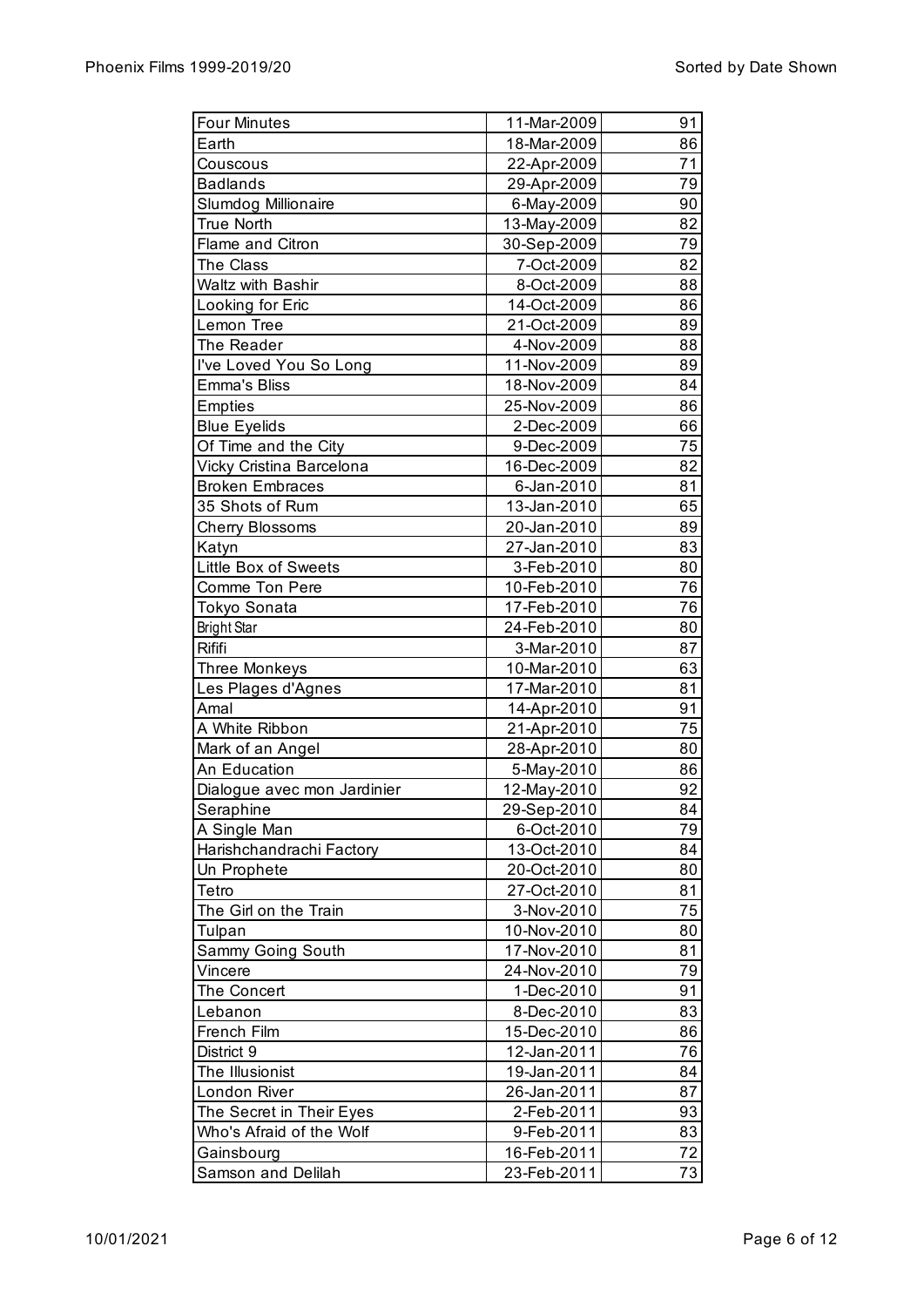| Four Minutes | 11-Mar-2009 | 91 |
|---|---|---|
| Earth | 18-Mar-2009 | 86 |
| Couscous | 22-Apr-2009 | 71 |
| Badlands | 29-Apr-2009 | 79 |
| Slumdog Millionaire | 6-May-2009 | 90 |
| True North | 13-May-2009 | 82 |
| Flame and Citron | 30-Sep-2009 | 79 |
| The Class | 7-Oct-2009 | 82 |
| Waltz with Bashir | 8-Oct-2009 | 88 |
| Looking for Eric | 14-Oct-2009 | 86 |
| Lemon Tree | 21-Oct-2009 | 89 |
| The Reader | 4-Nov-2009 | 88 |
| I've Loved You So Long | 11-Nov-2009 | 89 |
| Emma's Bliss | 18-Nov-2009 | 84 |
| Empties | 25-Nov-2009 | 86 |
| Blue Eyelids | 2-Dec-2009 | 66 |
| Of Time and the City | 9-Dec-2009 | 75 |
| Vicky Cristina Barcelona | 16-Dec-2009 | 82 |
| Broken Embraces | 6-Jan-2010 | 81 |
| 35 Shots of Rum | 13-Jan-2010 | 65 |
| Cherry Blossoms | 20-Jan-2010 | 89 |
| Katyn | 27-Jan-2010 | 83 |
| Little Box of Sweets | 3-Feb-2010 | 80 |
| Comme Ton Pere | 10-Feb-2010 | 76 |
| Tokyo Sonata | 17-Feb-2010 | 76 |
| Bright Star | 24-Feb-2010 | 80 |
| Rififi | 3-Mar-2010 | 87 |
| Three Monkeys | 10-Mar-2010 | 63 |
| Les Plages d'Agnes | 17-Mar-2010 | 81 |
| Amal | 14-Apr-2010 | 91 |
| A White Ribbon | 21-Apr-2010 | 75 |
| Mark of an Angel | 28-Apr-2010 | 80 |
| An Education | 5-May-2010 | 86 |
| Dialogue avec mon Jardinier | 12-May-2010 | 92 |
| Seraphine | 29-Sep-2010 | 84 |
| A Single Man | 6-Oct-2010 | 79 |
| Harishchandrachi Factory | 13-Oct-2010 | 84 |
| Un Prophete | 20-Oct-2010 | 80 |
| Tetro | 27-Oct-2010 | 81 |
| The Girl on the Train | 3-Nov-2010 | 75 |
| Tulpan | 10-Nov-2010 | 80 |
| Sammy Going South | 17-Nov-2010 | 81 |
| Vincere | 24-Nov-2010 | 79 |
| The Concert | 1-Dec-2010 | 91 |
| Lebanon | 8-Dec-2010 | 83 |
| French Film | 15-Dec-2010 | 86 |
| District 9 | 12-Jan-2011 | 76 |
| The Illusionist | 19-Jan-2011 | 84 |
| London River | 26-Jan-2011 | 87 |
| The Secret in Their Eyes | 2-Feb-2011 | 93 |
| Who's Afraid of the Wolf | 9-Feb-2011 | 83 |
| Gainsbourg | 16-Feb-2011 | 72 |
| Samson and Delilah | 23-Feb-2011 | 73 |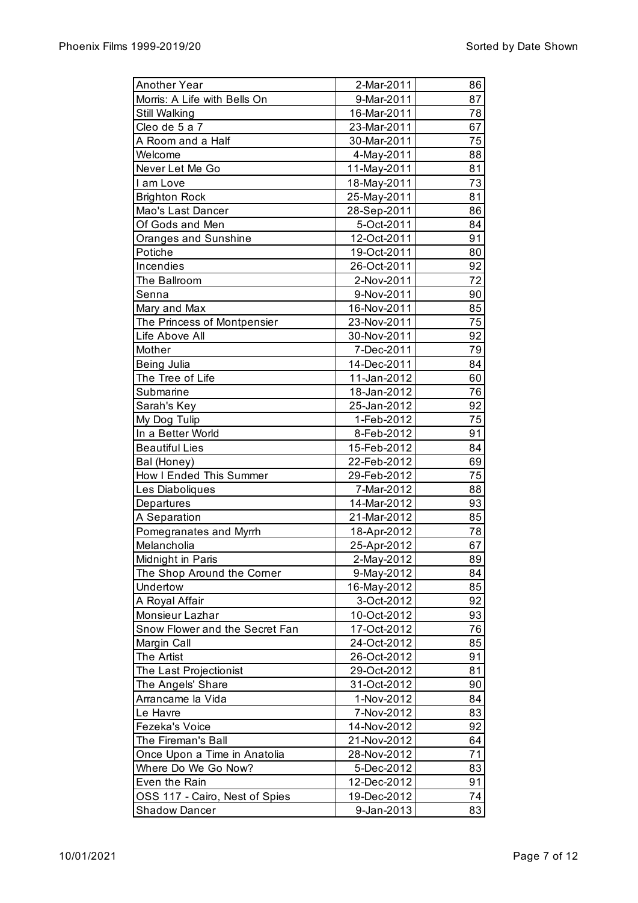| | | |
|---|---|---|
| Another Year | 2-Mar-2011 | 86 |
| Morris: A Life with Bells On | 9-Mar-2011 | 87 |
| Still Walking | 16-Mar-2011 | 78 |
| Cleo de 5 a 7 | 23-Mar-2011 | 67 |
| A Room and a Half | 30-Mar-2011 | 75 |
| Welcome | 4-May-2011 | 88 |
| Never Let Me Go | 11-May-2011 | 81 |
| I am Love | 18-May-2011 | 73 |
| Brighton Rock | 25-May-2011 | 81 |
| Mao's Last Dancer | 28-Sep-2011 | 86 |
| Of Gods and Men | 5-Oct-2011 | 84 |
| Oranges and Sunshine | 12-Oct-2011 | 91 |
| Potiche | 19-Oct-2011 | 80 |
| Incendies | 26-Oct-2011 | 92 |
| The Ballroom | 2-Nov-2011 | 72 |
| Senna | 9-Nov-2011 | 90 |
| Mary and Max | 16-Nov-2011 | 85 |
| The Princess of Montpensier | 23-Nov-2011 | 75 |
| Life Above All | 30-Nov-2011 | 92 |
| Mother | 7-Dec-2011 | 79 |
| Being Julia | 14-Dec-2011 | 84 |
| The Tree of Life | 11-Jan-2012 | 60 |
| Submarine | 18-Jan-2012 | 76 |
| Sarah's Key | 25-Jan-2012 | 92 |
| My Dog Tulip | 1-Feb-2012 | 75 |
| In a Better World | 8-Feb-2012 | 91 |
| Beautiful Lies | 15-Feb-2012 | 84 |
| Bal (Honey) | 22-Feb-2012 | 69 |
| How I Ended This Summer | 29-Feb-2012 | 75 |
| Les Diaboliques | 7-Mar-2012 | 88 |
| Departures | 14-Mar-2012 | 93 |
| A Separation | 21-Mar-2012 | 85 |
| Pomegranates and Myrrh | 18-Apr-2012 | 78 |
| Melancholia | 25-Apr-2012 | 67 |
| Midnight in Paris | 2-May-2012 | 89 |
| The Shop Around the Corner | 9-May-2012 | 84 |
| Undertow | 16-May-2012 | 85 |
| A Royal Affair | 3-Oct-2012 | 92 |
| Monsieur Lazhar | 10-Oct-2012 | 93 |
| Snow Flower and the Secret Fan | 17-Oct-2012 | 76 |
| Margin Call | 24-Oct-2012 | 85 |
| The Artist | 26-Oct-2012 | 91 |
| The Last Projectionist | 29-Oct-2012 | 81 |
| The Angels' Share | 31-Oct-2012 | 90 |
| Arrancame la Vida | 1-Nov-2012 | 84 |
| Le Havre | 7-Nov-2012 | 83 |
| Fezeka's Voice | 14-Nov-2012 | 92 |
| The Fireman's Ball | 21-Nov-2012 | 64 |
| Once Upon a Time in Anatolia | 28-Nov-2012 | 71 |
| Where Do We Go Now? | 5-Dec-2012 | 83 |
| Even the Rain | 12-Dec-2012 | 91 |
| OSS 117 - Cairo, Nest of Spies | 19-Dec-2012 | 74 |
| Shadow Dancer | 9-Jan-2013 | 83 |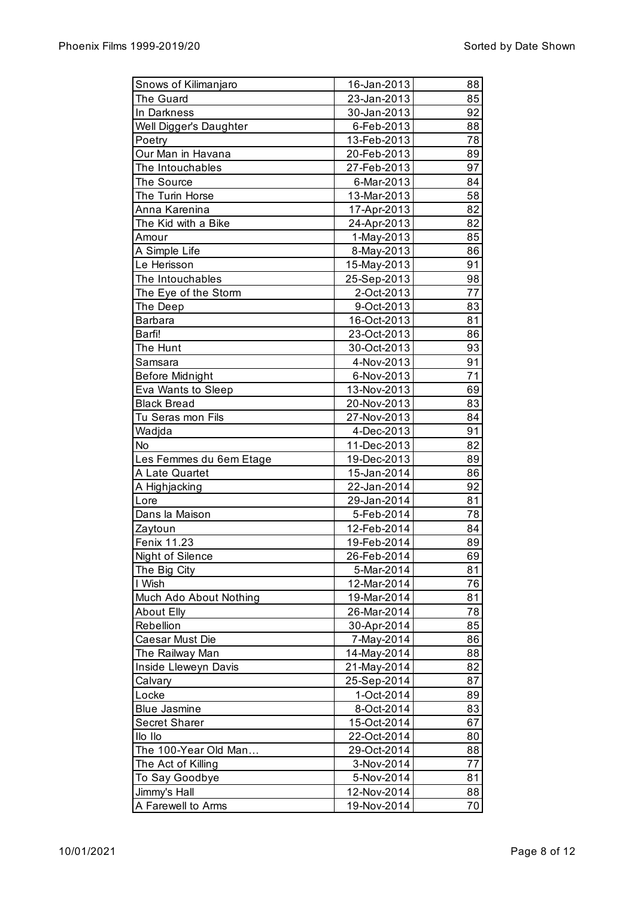| | | |
|---|---|---|
| Snows of Kilimanjaro | 16-Jan-2013 | 88 |
| The Guard | 23-Jan-2013 | 85 |
| In Darkness | 30-Jan-2013 | 92 |
| Well Digger's Daughter | 6-Feb-2013 | 88 |
| Poetry | 13-Feb-2013 | 78 |
| Our Man in Havana | 20-Feb-2013 | 89 |
| The Intouchables | 27-Feb-2013 | 97 |
| The Source | 6-Mar-2013 | 84 |
| The Turin Horse | 13-Mar-2013 | 58 |
| Anna Karenina | 17-Apr-2013 | 82 |
| The Kid with a Bike | 24-Apr-2013 | 82 |
| Amour | 1-May-2013 | 85 |
| A Simple Life | 8-May-2013 | 86 |
| Le Herisson | 15-May-2013 | 91 |
| The Intouchables | 25-Sep-2013 | 98 |
| The Eye of the Storm | 2-Oct-2013 | 77 |
| The Deep | 9-Oct-2013 | 83 |
| Barbara | 16-Oct-2013 | 81 |
| Barfi! | 23-Oct-2013 | 86 |
| The Hunt | 30-Oct-2013 | 93 |
| Samsara | 4-Nov-2013 | 91 |
| Before Midnight | 6-Nov-2013 | 71 |
| Eva Wants to Sleep | 13-Nov-2013 | 69 |
| Black Bread | 20-Nov-2013 | 83 |
| Tu Seras mon Fils | 27-Nov-2013 | 84 |
| Wadjda | 4-Dec-2013 | 91 |
| No | 11-Dec-2013 | 82 |
| Les Femmes du 6em Etage | 19-Dec-2013 | 89 |
| A Late Quartet | 15-Jan-2014 | 86 |
| A Highjacking | 22-Jan-2014 | 92 |
| Lore | 29-Jan-2014 | 81 |
| Dans la Maison | 5-Feb-2014 | 78 |
| Zaytoun | 12-Feb-2014 | 84 |
| Fenix 11.23 | 19-Feb-2014 | 89 |
| Night of Silence | 26-Feb-2014 | 69 |
| The Big City | 5-Mar-2014 | 81 |
| I Wish | 12-Mar-2014 | 76 |
| Much Ado About Nothing | 19-Mar-2014 | 81 |
| About Elly | 26-Mar-2014 | 78 |
| Rebellion | 30-Apr-2014 | 85 |
| Caesar Must Die | 7-May-2014 | 86 |
| The Railway Man | 14-May-2014 | 88 |
| Inside Llewelyn Davis | 21-May-2014 | 82 |
| Calvary | 25-Sep-2014 | 87 |
| Locke | 1-Oct-2014 | 89 |
| Blue Jasmine | 8-Oct-2014 | 83 |
| Secret Sharer | 15-Oct-2014 | 67 |
| Ilo Ilo | 22-Oct-2014 | 80 |
| The 100-Year Old Man… | 29-Oct-2014 | 88 |
| The Act of Killing | 3-Nov-2014 | 77 |
| To Say Goodbye | 5-Nov-2014 | 81 |
| Jimmy's Hall | 12-Nov-2014 | 88 |
| A Farewell to Arms | 19-Nov-2014 | 70 |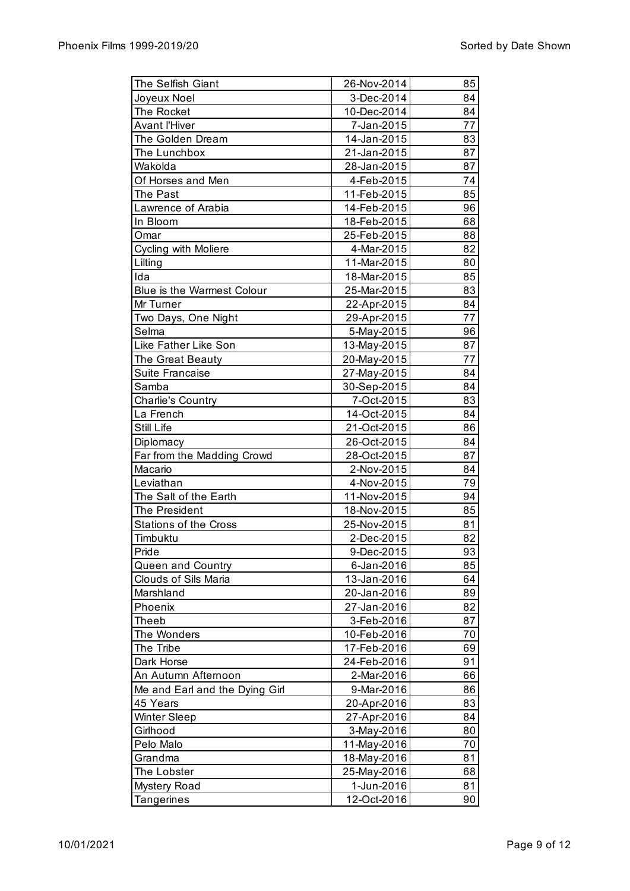| The Selfish Giant | 26-Nov-2014 | 85 |
|---|---|---|
| Joyeux Noel | 3-Dec-2014 | 84 |
| The Rocket | 10-Dec-2014 | 84 |
| Avant l'Hiver | 7-Jan-2015 | 77 |
| The Golden Dream | 14-Jan-2015 | 83 |
| The Lunchbox | 21-Jan-2015 | 87 |
| Wakolda | 28-Jan-2015 | 87 |
| Of Horses and Men | 4-Feb-2015 | 74 |
| The Past | 11-Feb-2015 | 85 |
| Lawrence of Arabia | 14-Feb-2015 | 96 |
| In Bloom | 18-Feb-2015 | 68 |
| Omar | 25-Feb-2015 | 88 |
| Cycling with Moliere | 4-Mar-2015 | 82 |
| Lilting | 11-Mar-2015 | 80 |
| Ida | 18-Mar-2015 | 85 |
| Blue is the Warmest Colour | 25-Mar-2015 | 83 |
| Mr Turner | 22-Apr-2015 | 84 |
| Two Days, One Night | 29-Apr-2015 | 77 |
| Selma | 5-May-2015 | 96 |
| Like Father Like Son | 13-May-2015 | 87 |
| The Great Beauty | 20-May-2015 | 77 |
| Suite Francaise | 27-May-2015 | 84 |
| Samba | 30-Sep-2015 | 84 |
| Charlie's Country | 7-Oct-2015 | 83 |
| La French | 14-Oct-2015 | 84 |
| Still Life | 21-Oct-2015 | 86 |
| Diplomacy | 26-Oct-2015 | 84 |
| Far from the Madding Crowd | 28-Oct-2015 | 87 |
| Macario | 2-Nov-2015 | 84 |
| Leviathan | 4-Nov-2015 | 79 |
| The Salt of the Earth | 11-Nov-2015 | 94 |
| The President | 18-Nov-2015 | 85 |
| Stations of the Cross | 25-Nov-2015 | 81 |
| Timbuktu | 2-Dec-2015 | 82 |
| Pride | 9-Dec-2015 | 93 |
| Queen and Country | 6-Jan-2016 | 85 |
| Clouds of Sils Maria | 13-Jan-2016 | 64 |
| Marshland | 20-Jan-2016 | 89 |
| Phoenix | 27-Jan-2016 | 82 |
| Theeb | 3-Feb-2016 | 87 |
| The Wonders | 10-Feb-2016 | 70 |
| The Tribe | 17-Feb-2016 | 69 |
| Dark Horse | 24-Feb-2016 | 91 |
| An Autumn Afternoon | 2-Mar-2016 | 66 |
| Me and Earl and the Dying Girl | 9-Mar-2016 | 86 |
| 45 Years | 20-Apr-2016 | 83 |
| Winter Sleep | 27-Apr-2016 | 84 |
| Girlhood | 3-May-2016 | 80 |
| Pelo Malo | 11-May-2016 | 70 |
| Grandma | 18-May-2016 | 81 |
| The Lobster | 25-May-2016 | 68 |
| Mystery Road | 1-Jun-2016 | 81 |
| Tangerines | 12-Oct-2016 | 90 |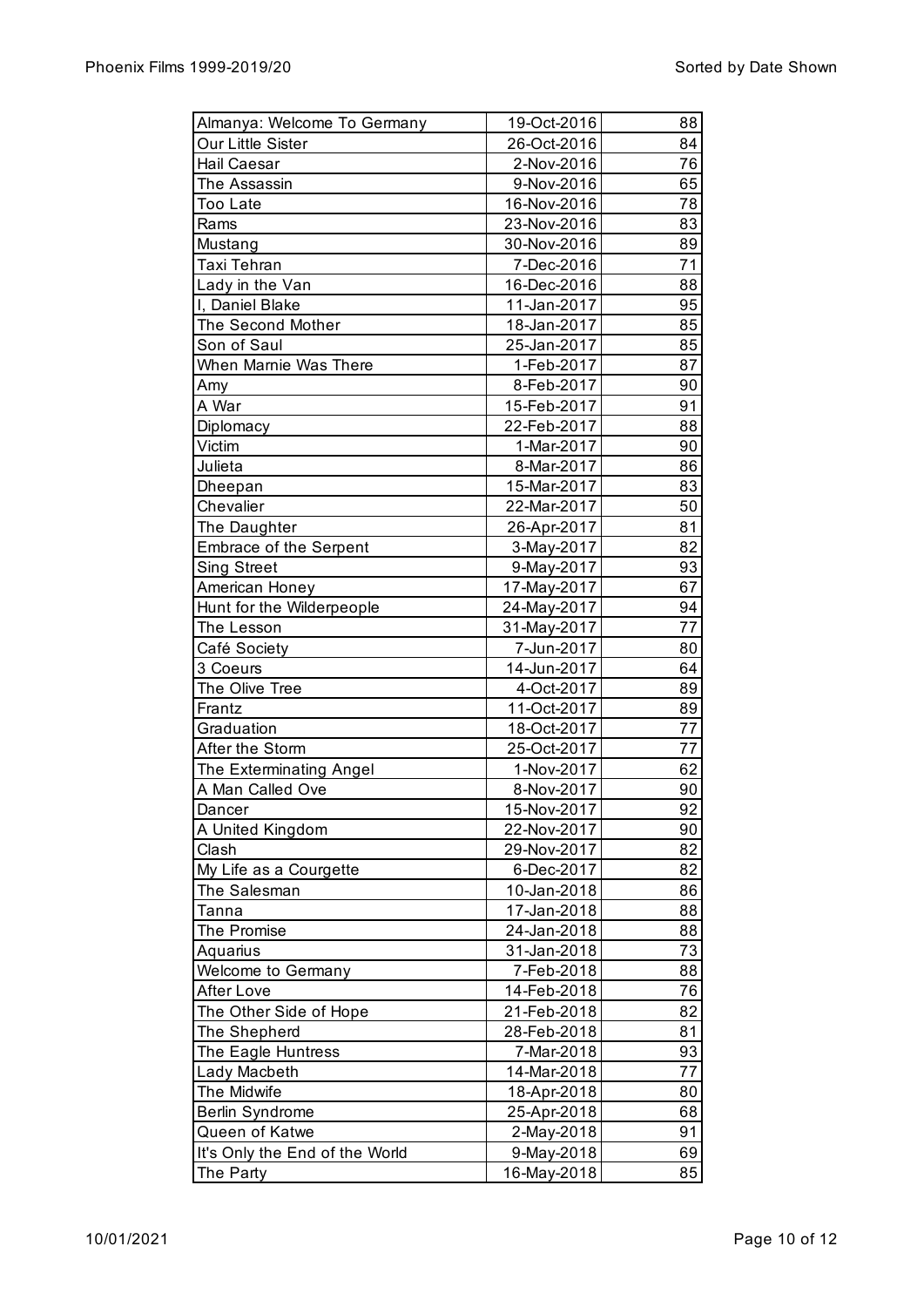| Almanya: Welcome To Germany | 19-Oct-2016 | 88 |
|---|---|---|
| Our Little Sister | 26-Oct-2016 | 84 |
| Hail Caesar | 2-Nov-2016 | 76 |
| The Assassin | 9-Nov-2016 | 65 |
| Too Late | 16-Nov-2016 | 78 |
| Rams | 23-Nov-2016 | 83 |
| Mustang | 30-Nov-2016 | 89 |
| Taxi Tehran | 7-Dec-2016 | 71 |
| Lady in the Van | 16-Dec-2016 | 88 |
| I, Daniel Blake | 11-Jan-2017 | 95 |
| The Second Mother | 18-Jan-2017 | 85 |
| Son of Saul | 25-Jan-2017 | 85 |
| When Marnie Was There | 1-Feb-2017 | 87 |
| Amy | 8-Feb-2017 | 90 |
| A War | 15-Feb-2017 | 91 |
| Diplomacy | 22-Feb-2017 | 88 |
| Victim | 1-Mar-2017 | 90 |
| Julieta | 8-Mar-2017 | 86 |
| Dheepan | 15-Mar-2017 | 83 |
| Chevalier | 22-Mar-2017 | 50 |
| The Daughter | 26-Apr-2017 | 81 |
| Embrace of the Serpent | 3-May-2017 | 82 |
| Sing Street | 9-May-2017 | 93 |
| American Honey | 17-May-2017 | 67 |
| Hunt for the Wilderpeople | 24-May-2017 | 94 |
| The Lesson | 31-May-2017 | 77 |
| Café Society | 7-Jun-2017 | 80 |
| 3 Coeurs | 14-Jun-2017 | 64 |
| The Olive Tree | 4-Oct-2017 | 89 |
| Frantz | 11-Oct-2017 | 89 |
| Graduation | 18-Oct-2017 | 77 |
| After the Storm | 25-Oct-2017 | 77 |
| The Exterminating Angel | 1-Nov-2017 | 62 |
| A Man Called Ove | 8-Nov-2017 | 90 |
| Dancer | 15-Nov-2017 | 92 |
| A United Kingdom | 22-Nov-2017 | 90 |
| Clash | 29-Nov-2017 | 82 |
| My Life as a Courgette | 6-Dec-2017 | 82 |
| The Salesman | 10-Jan-2018 | 86 |
| Tanna | 17-Jan-2018 | 88 |
| The Promise | 24-Jan-2018 | 88 |
| Aquarius | 31-Jan-2018 | 73 |
| Welcome to Germany | 7-Feb-2018 | 88 |
| After Love | 14-Feb-2018 | 76 |
| The Other Side of Hope | 21-Feb-2018 | 82 |
| The Shepherd | 28-Feb-2018 | 81 |
| The Eagle Huntress | 7-Mar-2018 | 93 |
| Lady Macbeth | 14-Mar-2018 | 77 |
| The Midwife | 18-Apr-2018 | 80 |
| Berlin Syndrome | 25-Apr-2018 | 68 |
| Queen of Katwe | 2-May-2018 | 91 |
| It's Only the End of the World | 9-May-2018 | 69 |
| The Party | 16-May-2018 | 85 |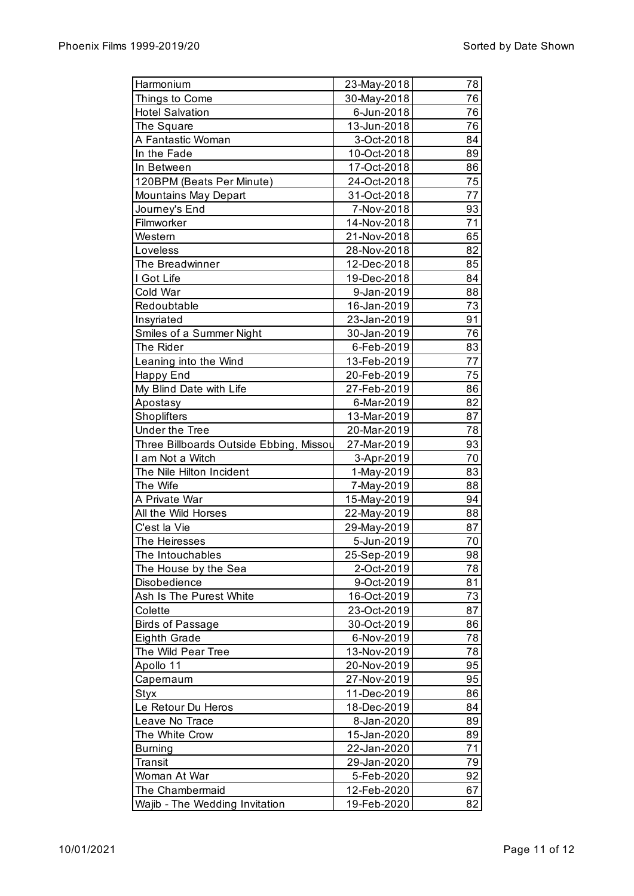| Harmonium | 23-May-2018 | 78 |
|---|---|---|
| Things to Come | 30-May-2018 | 76 |
| Hotel Salvation | 6-Jun-2018 | 76 |
| The Square | 13-Jun-2018 | 76 |
| A Fantastic Woman | 3-Oct-2018 | 84 |
| In the Fade | 10-Oct-2018 | 89 |
| In Between | 17-Oct-2018 | 86 |
| 120BPM (Beats Per Minute) | 24-Oct-2018 | 75 |
| Mountains May Depart | 31-Oct-2018 | 77 |
| Journey's End | 7-Nov-2018 | 93 |
| Filmworker | 14-Nov-2018 | 71 |
| Western | 21-Nov-2018 | 65 |
| Loveless | 28-Nov-2018 | 82 |
| The Breadwinner | 12-Dec-2018 | 85 |
| I Got Life | 19-Dec-2018 | 84 |
| Cold War | 9-Jan-2019 | 88 |
| Redoubtable | 16-Jan-2019 | 73 |
| Insyriated | 23-Jan-2019 | 91 |
| Smiles of a Summer Night | 30-Jan-2019 | 76 |
| The Rider | 6-Feb-2019 | 83 |
| Leaning into the Wind | 13-Feb-2019 | 77 |
| Happy End | 20-Feb-2019 | 75 |
| My Blind Date with Life | 27-Feb-2019 | 86 |
| Apostasy | 6-Mar-2019 | 82 |
| Shoplifters | 13-Mar-2019 | 87 |
| Under the Tree | 20-Mar-2019 | 78 |
| Three Billboards Outside Ebbing, Missou | 27-Mar-2019 | 93 |
| I am Not a Witch | 3-Apr-2019 | 70 |
| The Nile Hilton Incident | 1-May-2019 | 83 |
| The Wife | 7-May-2019 | 88 |
| A Private War | 15-May-2019 | 94 |
| All the Wild Horses | 22-May-2019 | 88 |
| C'est la Vie | 29-May-2019 | 87 |
| The Heiresses | 5-Jun-2019 | 70 |
| The Intouchables | 25-Sep-2019 | 98 |
| The House by the Sea | 2-Oct-2019 | 78 |
| Disobedience | 9-Oct-2019 | 81 |
| Ash Is The Purest White | 16-Oct-2019 | 73 |
| Colette | 23-Oct-2019 | 87 |
| Birds of Passage | 30-Oct-2019 | 86 |
| Eighth Grade | 6-Nov-2019 | 78 |
| The Wild Pear Tree | 13-Nov-2019 | 78 |
| Apollo 11 | 20-Nov-2019 | 95 |
| Capernaum | 27-Nov-2019 | 95 |
| Styx | 11-Dec-2019 | 86 |
| Le Retour Du Heros | 18-Dec-2019 | 84 |
| Leave No Trace | 8-Jan-2020 | 89 |
| The White Crow | 15-Jan-2020 | 89 |
| Burning | 22-Jan-2020 | 71 |
| Transit | 29-Jan-2020 | 79 |
| Woman At War | 5-Feb-2020 | 92 |
| The Chambermaid | 12-Feb-2020 | 67 |
| Wajib - The Wedding Invitation | 19-Feb-2020 | 82 |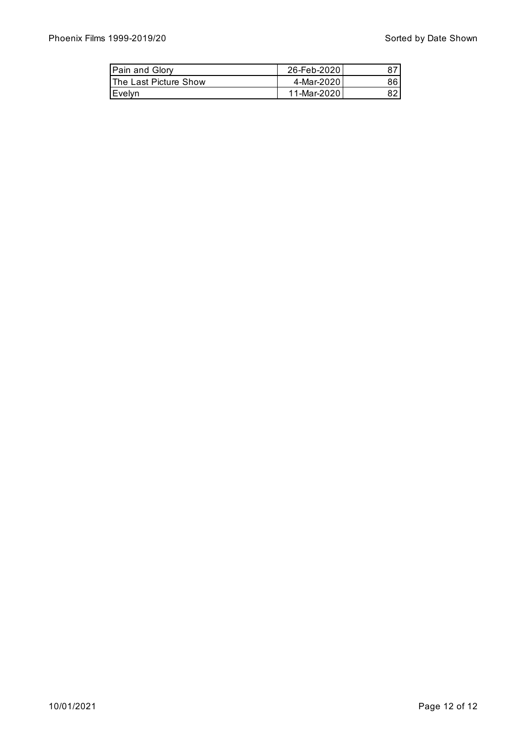| Pain and Glory | 26-Feb-2020 | 87 |
|---|---|---|
| The Last Picture Show | 4-Mar-2020 | 86 |
| Evelyn | 11-Mar-2020 | 82 |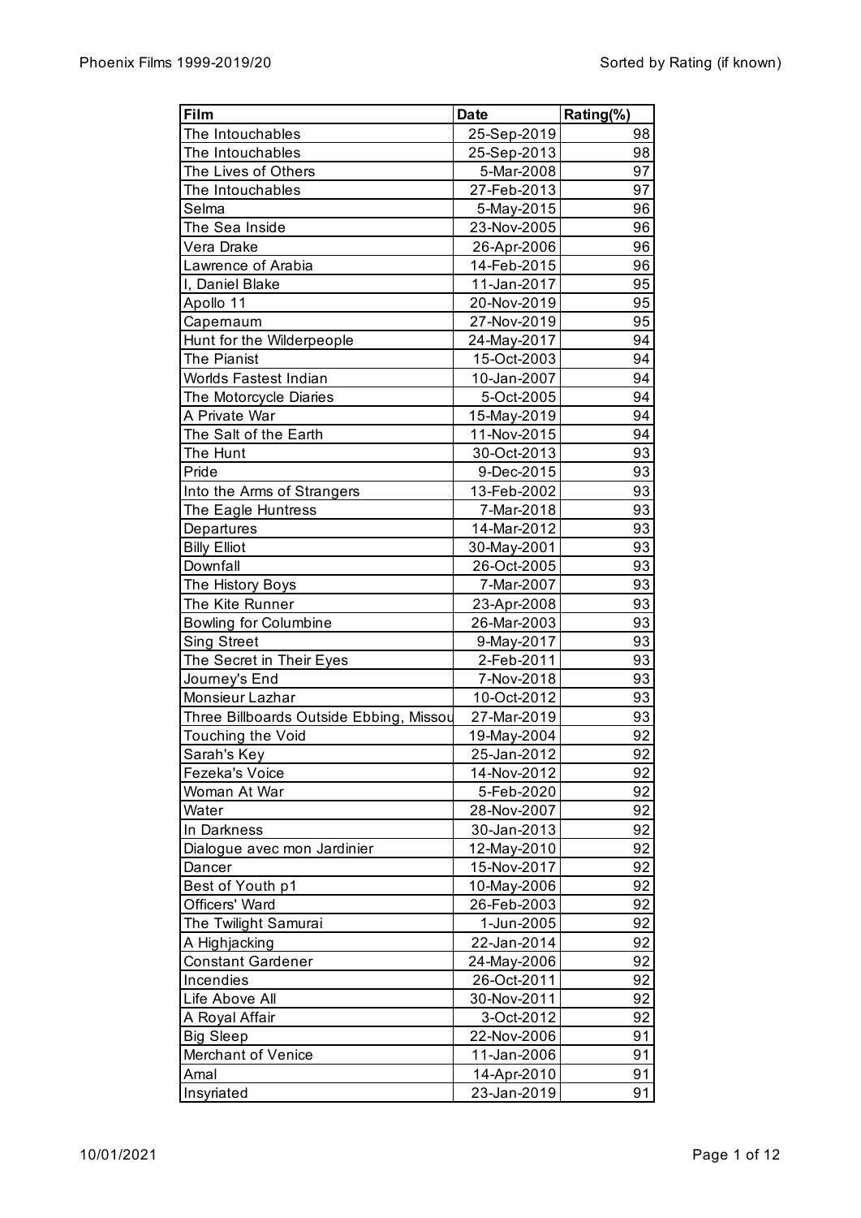| Film | Date | Rating(%) |
| --- | --- | --- |
| The Intouchables | 25-Sep-2019 | 98 |
| The Intouchables | 25-Sep-2013 | 98 |
| The Lives of Others | 5-Mar-2008 | 97 |
| The Intouchables | 27-Feb-2013 | 97 |
| Selma | 5-May-2015 | 96 |
| The Sea Inside | 23-Nov-2005 | 96 |
| Vera Drake | 26-Apr-2006 | 96 |
| Lawrence of Arabia | 14-Feb-2015 | 96 |
| I, Daniel Blake | 11-Jan-2017 | 95 |
| Apollo 11 | 20-Nov-2019 | 95 |
| Capernaum | 27-Nov-2019 | 95 |
| Hunt for the Wilderpeople | 24-May-2017 | 94 |
| The Pianist | 15-Oct-2003 | 94 |
| Worlds Fastest Indian | 10-Jan-2007 | 94 |
| The Motorcycle Diaries | 5-Oct-2005 | 94 |
| A Private War | 15-May-2019 | 94 |
| The Salt of the Earth | 11-Nov-2015 | 94 |
| The Hunt | 30-Oct-2013 | 93 |
| Pride | 9-Dec-2015 | 93 |
| Into the Arms of Strangers | 13-Feb-2002 | 93 |
| The Eagle Huntress | 7-Mar-2018 | 93 |
| Departures | 14-Mar-2012 | 93 |
| Billy Elliot | 30-May-2001 | 93 |
| Downfall | 26-Oct-2005 | 93 |
| The History Boys | 7-Mar-2007 | 93 |
| The Kite Runner | 23-Apr-2008 | 93 |
| Bowling for Columbine | 26-Mar-2003 | 93 |
| Sing Street | 9-May-2017 | 93 |
| The Secret in Their Eyes | 2-Feb-2011 | 93 |
| Journey's End | 7-Nov-2018 | 93 |
| Monsieur Lazhar | 10-Oct-2012 | 93 |
| Three Billboards Outside Ebbing, Missou | 27-Mar-2019 | 93 |
| Touching the Void | 19-May-2004 | 92 |
| Sarah's Key | 25-Jan-2012 | 92 |
| Fezeka's Voice | 14-Nov-2012 | 92 |
| Woman At War | 5-Feb-2020 | 92 |
| Water | 28-Nov-2007 | 92 |
| In Darkness | 30-Jan-2013 | 92 |
| Dialogue avec mon Jardinier | 12-May-2010 | 92 |
| Dancer | 15-Nov-2017 | 92 |
| Best of Youth p1 | 10-May-2006 | 92 |
| Officers' Ward | 26-Feb-2003 | 92 |
| The Twilight Samurai | 1-Jun-2005 | 92 |
| A Highjacking | 22-Jan-2014 | 92 |
| Constant Gardener | 24-May-2006 | 92 |
| Incendies | 26-Oct-2011 | 92 |
| Life Above All | 30-Nov-2011 | 92 |
| A Royal Affair | 3-Oct-2012 | 92 |
| Big Sleep | 22-Nov-2006 | 91 |
| Merchant of Venice | 11-Jan-2006 | 91 |
| Amal | 14-Apr-2010 | 91 |
| Insyriated | 23-Jan-2019 | 91 |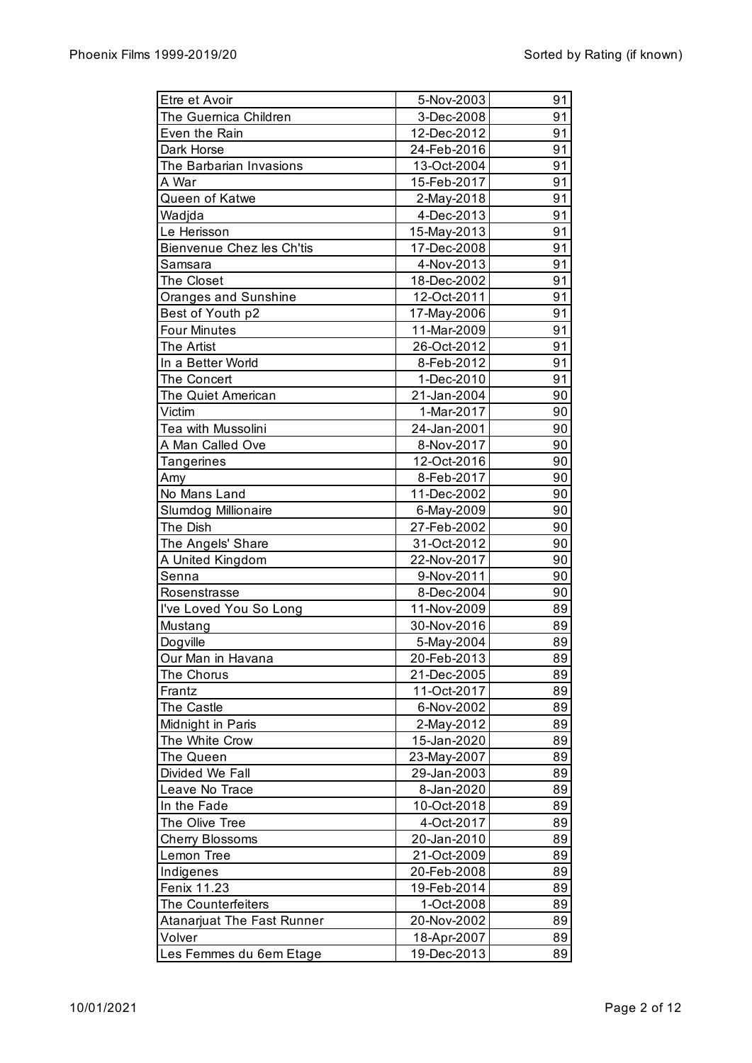| Etre et Avoir | 5-Nov-2003 | 91 |
|---|---|---|
| The Guernica Children | 3-Dec-2008 | 91 |
| Even the Rain | 12-Dec-2012 | 91 |
| Dark Horse | 24-Feb-2016 | 91 |
| The Barbarian Invasions | 13-Oct-2004 | 91 |
| A War | 15-Feb-2017 | 91 |
| Queen of Katwe | 2-May-2018 | 91 |
| Wadjda | 4-Dec-2013 | 91 |
| Le Herisson | 15-May-2013 | 91 |
| Bienvenue Chez les Ch'tis | 17-Dec-2008 | 91 |
| Samsara | 4-Nov-2013 | 91 |
| The Closet | 18-Dec-2002 | 91 |
| Oranges and Sunshine | 12-Oct-2011 | 91 |
| Best of Youth p2 | 17-May-2006 | 91 |
| Four Minutes | 11-Mar-2009 | 91 |
| The Artist | 26-Oct-2012 | 91 |
| In a Better World | 8-Feb-2012 | 91 |
| The Concert | 1-Dec-2010 | 91 |
| The Quiet American | 21-Jan-2004 | 90 |
| Victim | 1-Mar-2017 | 90 |
| Tea with Mussolini | 24-Jan-2001 | 90 |
| A Man Called Ove | 8-Nov-2017 | 90 |
| Tangerines | 12-Oct-2016 | 90 |
| Amy | 8-Feb-2017 | 90 |
| No Mans Land | 11-Dec-2002 | 90 |
| Slumdog Millionaire | 6-May-2009 | 90 |
| The Dish | 27-Feb-2002 | 90 |
| The Angels' Share | 31-Oct-2012 | 90 |
| A United Kingdom | 22-Nov-2017 | 90 |
| Senna | 9-Nov-2011 | 90 |
| Rosenstrasse | 8-Dec-2004 | 90 |
| I've Loved You So Long | 11-Nov-2009 | 89 |
| Mustang | 30-Nov-2016 | 89 |
| Dogville | 5-May-2004 | 89 |
| Our Man in Havana | 20-Feb-2013 | 89 |
| The Chorus | 21-Dec-2005 | 89 |
| Frantz | 11-Oct-2017 | 89 |
| The Castle | 6-Nov-2002 | 89 |
| Midnight in Paris | 2-May-2012 | 89 |
| The White Crow | 15-Jan-2020 | 89 |
| The Queen | 23-May-2007 | 89 |
| Divided We Fall | 29-Jan-2003 | 89 |
| Leave No Trace | 8-Jan-2020 | 89 |
| In the Fade | 10-Oct-2018 | 89 |
| The Olive Tree | 4-Oct-2017 | 89 |
| Cherry Blossoms | 20-Jan-2010 | 89 |
| Lemon Tree | 21-Oct-2009 | 89 |
| Indigenes | 20-Feb-2008 | 89 |
| Fenix 11.23 | 19-Feb-2014 | 89 |
| The Counterfeiters | 1-Oct-2008 | 89 |
| Atanarjuat The Fast Runner | 20-Nov-2002 | 89 |
| Volver | 18-Apr-2007 | 89 |
| Les Femmes du 6em Etage | 19-Dec-2013 | 89 |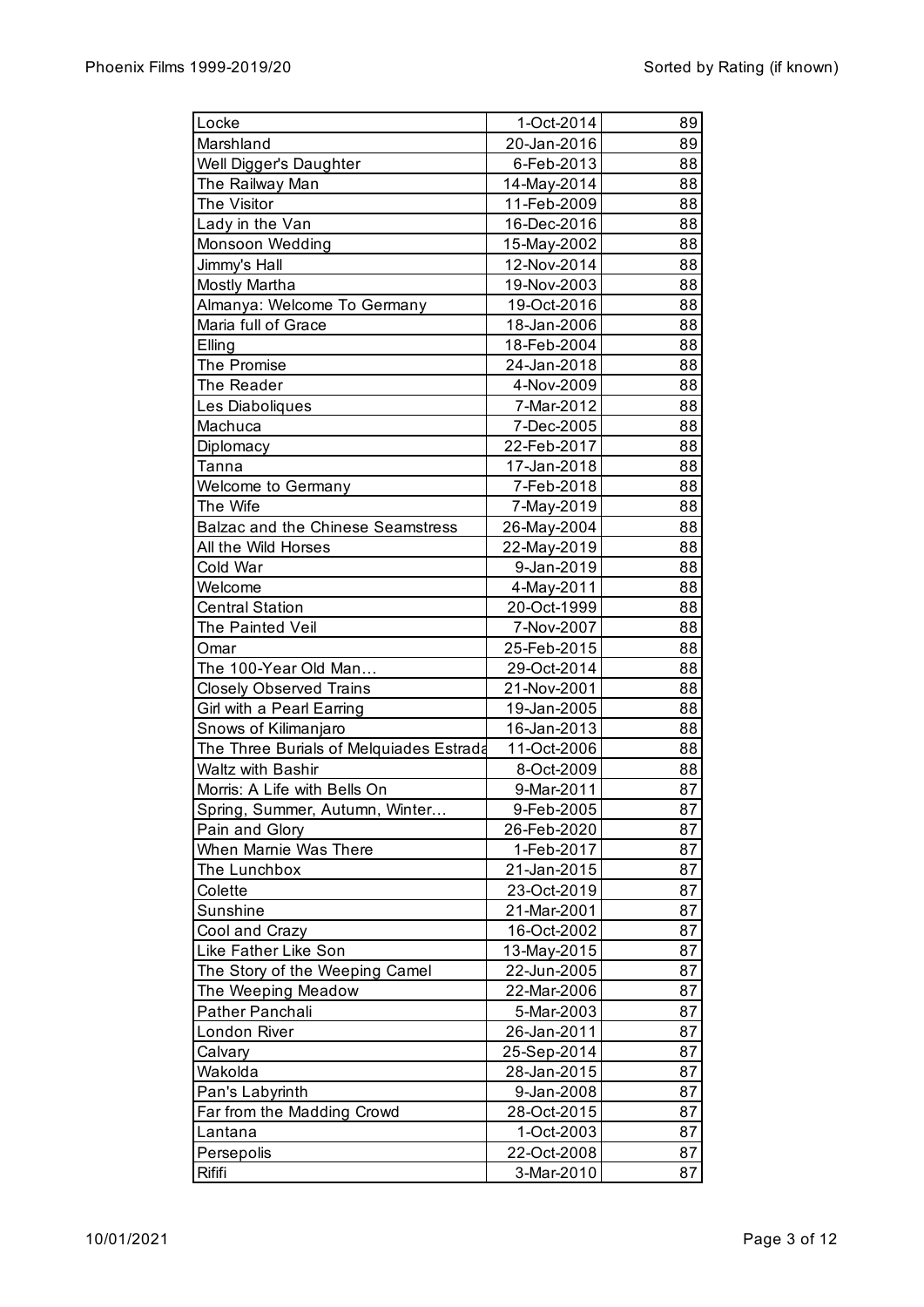| | | |
|---|---|---|
| Locke | 1-Oct-2014 | 89 |
| Marshland | 20-Jan-2016 | 89 |
| Well Digger's Daughter | 6-Feb-2013 | 88 |
| The Railway Man | 14-May-2014 | 88 |
| The Visitor | 11-Feb-2009 | 88 |
| Lady in the Van | 16-Dec-2016 | 88 |
| Monsoon Wedding | 15-May-2002 | 88 |
| Jimmy's Hall | 12-Nov-2014 | 88 |
| Mostly Martha | 19-Nov-2003 | 88 |
| Almanya: Welcome To Germany | 19-Oct-2016 | 88 |
| Maria full of Grace | 18-Jan-2006 | 88 |
| Elling | 18-Feb-2004 | 88 |
| The Promise | 24-Jan-2018 | 88 |
| The Reader | 4-Nov-2009 | 88 |
| Les Diaboliques | 7-Mar-2012 | 88 |
| Machuca | 7-Dec-2005 | 88 |
| Diplomacy | 22-Feb-2017 | 88 |
| Tanna | 17-Jan-2018 | 88 |
| Welcome to Germany | 7-Feb-2018 | 88 |
| The Wife | 7-May-2019 | 88 |
| Balzac and the Chinese Seamstress | 26-May-2004 | 88 |
| All the Wild Horses | 22-May-2019 | 88 |
| Cold War | 9-Jan-2019 | 88 |
| Welcome | 4-May-2011 | 88 |
| Central Station | 20-Oct-1999 | 88 |
| The Painted Veil | 7-Nov-2007 | 88 |
| Omar | 25-Feb-2015 | 88 |
| The 100-Year Old Man… | 29-Oct-2014 | 88 |
| Closely Observed Trains | 21-Nov-2001 | 88 |
| Girl with a Pearl Earring | 19-Jan-2005 | 88 |
| Snows of Kilimanjaro | 16-Jan-2013 | 88 |
| The Three Burials of Melquiades Estrada | 11-Oct-2006 | 88 |
| Waltz with Bashir | 8-Oct-2009 | 88 |
| Morris: A Life with Bells On | 9-Mar-2011 | 87 |
| Spring, Summer, Autumn, Winter… | 9-Feb-2005 | 87 |
| Pain and Glory | 26-Feb-2020 | 87 |
| When Marnie Was There | 1-Feb-2017 | 87 |
| The Lunchbox | 21-Jan-2015 | 87 |
| Colette | 23-Oct-2019 | 87 |
| Sunshine | 21-Mar-2001 | 87 |
| Cool and Crazy | 16-Oct-2002 | 87 |
| Like Father Like Son | 13-May-2015 | 87 |
| The Story of the Weeping Camel | 22-Jun-2005 | 87 |
| The Weeping Meadow | 22-Mar-2006 | 87 |
| Pather Panchali | 5-Mar-2003 | 87 |
| London River | 26-Jan-2011 | 87 |
| Calvary | 25-Sep-2014 | 87 |
| Wakolda | 28-Jan-2015 | 87 |
| Pan's Labyrinth | 9-Jan-2008 | 87 |
| Far from the Madding Crowd | 28-Oct-2015 | 87 |
| Lantana | 1-Oct-2003 | 87 |
| Persepolis | 22-Oct-2008 | 87 |
| Rififi | 3-Mar-2010 | 87 |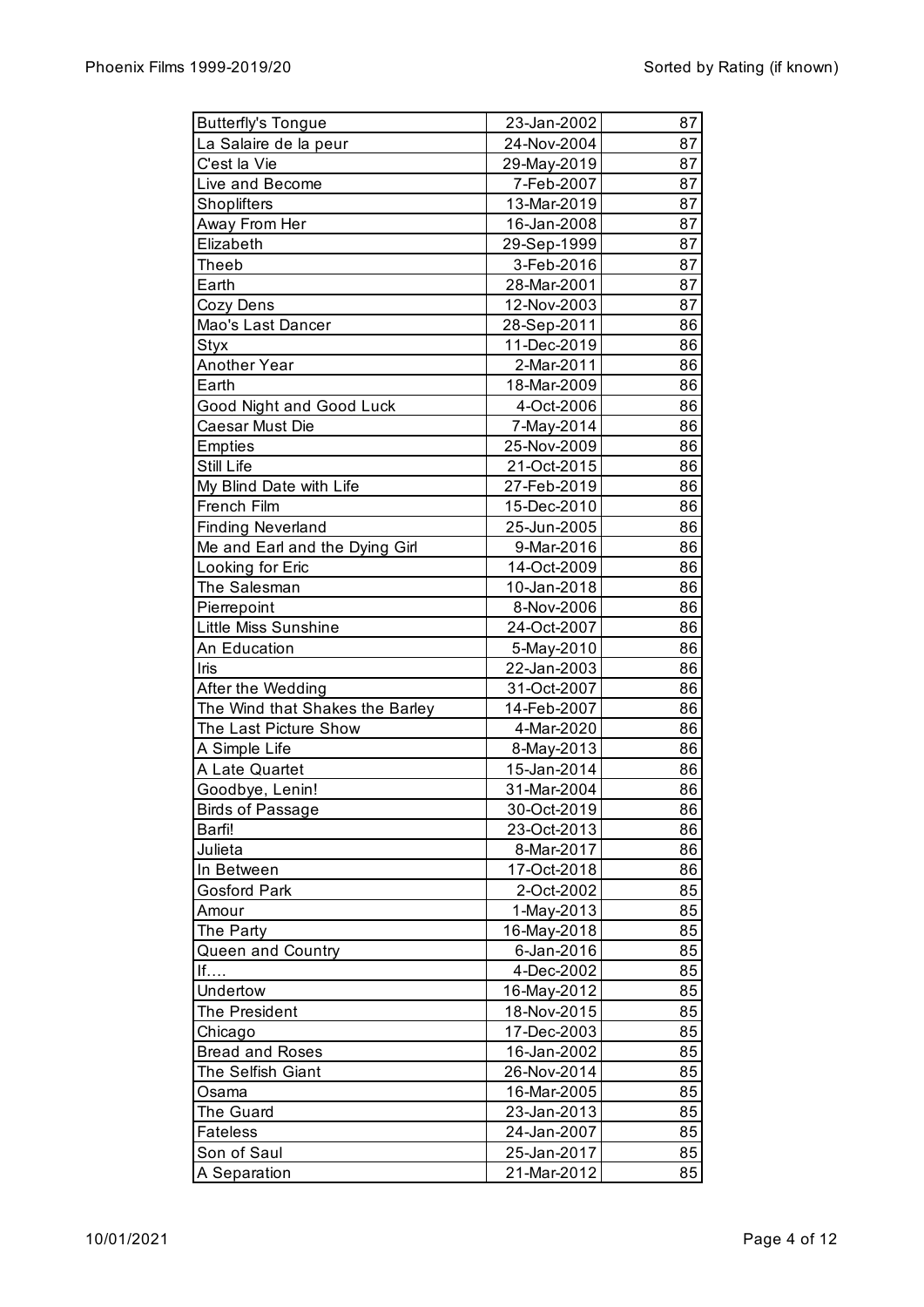| Butterfly's Tongue | 23-Jan-2002 | 87 |
|---|---|---|
| La Salaire de la peur | 24-Nov-2004 | 87 |
| C'est la Vie | 29-May-2019 | 87 |
| Live and Become | 7-Feb-2007 | 87 |
| Shoplifters | 13-Mar-2019 | 87 |
| Away From Her | 16-Jan-2008 | 87 |
| Elizabeth | 29-Sep-1999 | 87 |
| Theeb | 3-Feb-2016 | 87 |
| Earth | 28-Mar-2001 | 87 |
| Cozy Dens | 12-Nov-2003 | 87 |
| Mao's Last Dancer | 28-Sep-2011 | 86 |
| Styx | 11-Dec-2019 | 86 |
| Another Year | 2-Mar-2011 | 86 |
| Earth | 18-Mar-2009 | 86 |
| Good Night and Good Luck | 4-Oct-2006 | 86 |
| Caesar Must Die | 7-May-2014 | 86 |
| Empties | 25-Nov-2009 | 86 |
| Still Life | 21-Oct-2015 | 86 |
| My Blind Date with Life | 27-Feb-2019 | 86 |
| French Film | 15-Dec-2010 | 86 |
| Finding Neverland | 25-Jun-2005 | 86 |
| Me and Earl and the Dying Girl | 9-Mar-2016 | 86 |
| Looking for Eric | 14-Oct-2009 | 86 |
| The Salesman | 10-Jan-2018 | 86 |
| Pierrepoint | 8-Nov-2006 | 86 |
| Little Miss Sunshine | 24-Oct-2007 | 86 |
| An Education | 5-May-2010 | 86 |
| Iris | 22-Jan-2003 | 86 |
| After the Wedding | 31-Oct-2007 | 86 |
| The Wind that Shakes the Barley | 14-Feb-2007 | 86 |
| The Last Picture Show | 4-Mar-2020 | 86 |
| A Simple Life | 8-May-2013 | 86 |
| A Late Quartet | 15-Jan-2014 | 86 |
| Goodbye, Lenin! | 31-Mar-2004 | 86 |
| Birds of Passage | 30-Oct-2019 | 86 |
| Barfi! | 23-Oct-2013 | 86 |
| Julieta | 8-Mar-2017 | 86 |
| In Between | 17-Oct-2018 | 86 |
| Gosford Park | 2-Oct-2002 | 85 |
| Amour | 1-May-2013 | 85 |
| The Party | 16-May-2018 | 85 |
| Queen and Country | 6-Jan-2016 | 85 |
| If…. | 4-Dec-2002 | 85 |
| Undertow | 16-May-2012 | 85 |
| The President | 18-Nov-2015 | 85 |
| Chicago | 17-Dec-2003 | 85 |
| Bread and Roses | 16-Jan-2002 | 85 |
| The Selfish Giant | 26-Nov-2014 | 85 |
| Osama | 16-Mar-2005 | 85 |
| The Guard | 23-Jan-2013 | 85 |
| Fateless | 24-Jan-2007 | 85 |
| Son of Saul | 25-Jan-2017 | 85 |
| A Separation | 21-Mar-2012 | 85 |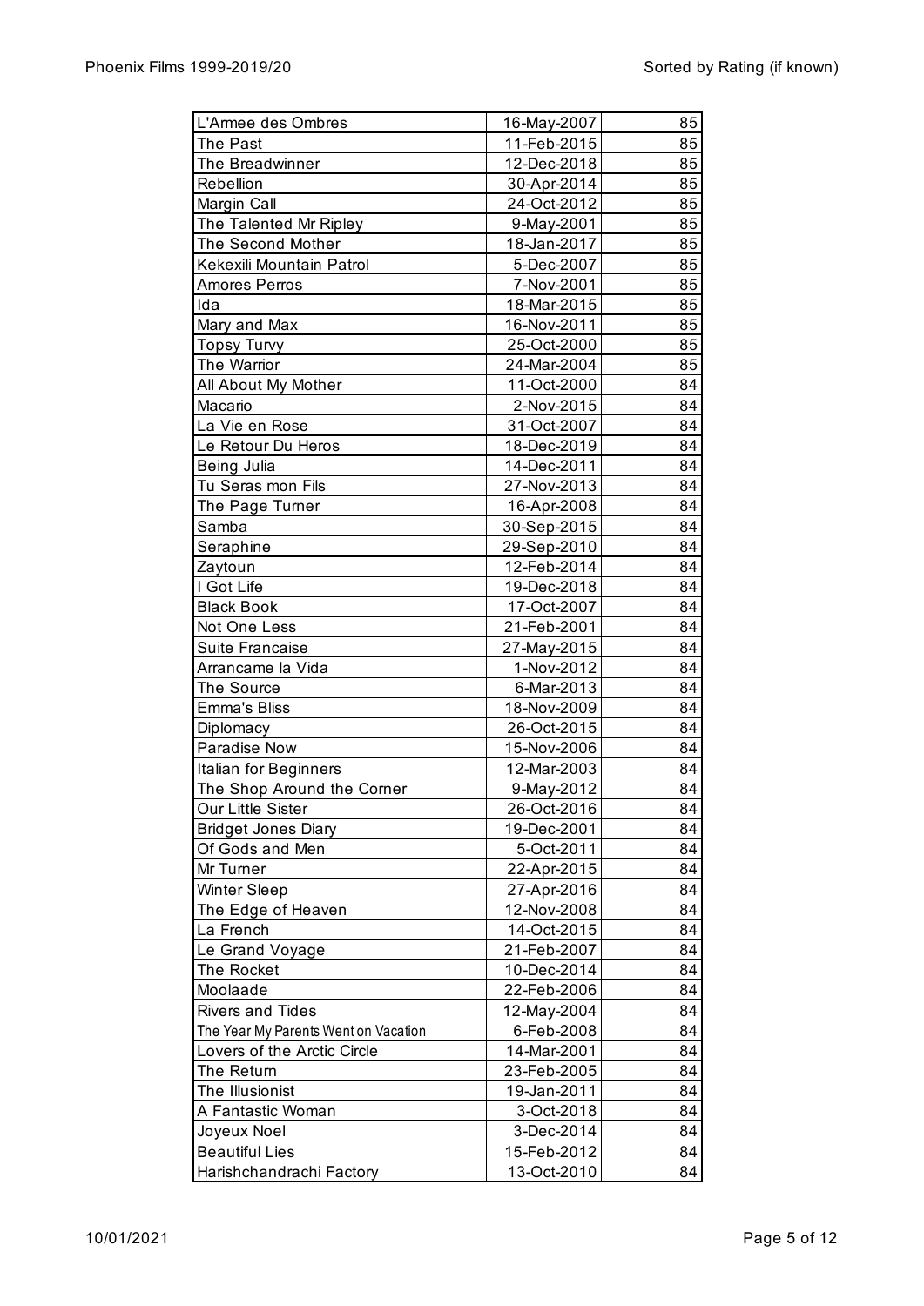| L'Armee des Ombres | 16-May-2007 | 85 |
| --- | --- | --- |
| The Past | 11-Feb-2015 | 85 |
| The Breadwinner | 12-Dec-2018 | 85 |
| Rebellion | 30-Apr-2014 | 85 |
| Margin Call | 24-Oct-2012 | 85 |
| The Talented Mr Ripley | 9-May-2001 | 85 |
| The Second Mother | 18-Jan-2017 | 85 |
| Kekexili Mountain Patrol | 5-Dec-2007 | 85 |
| Amores Perros | 7-Nov-2001 | 85 |
| Ida | 18-Mar-2015 | 85 |
| Mary and Max | 16-Nov-2011 | 85 |
| Topsy Turvy | 25-Oct-2000 | 85 |
| The Warrior | 24-Mar-2004 | 85 |
| All About My Mother | 11-Oct-2000 | 84 |
| Macario | 2-Nov-2015 | 84 |
| La Vie en Rose | 31-Oct-2007 | 84 |
| Le Retour Du Heros | 18-Dec-2019 | 84 |
| Being Julia | 14-Dec-2011 | 84 |
| Tu Seras mon Fils | 27-Nov-2013 | 84 |
| The Page Turner | 16-Apr-2008 | 84 |
| Samba | 30-Sep-2015 | 84 |
| Seraphine | 29-Sep-2010 | 84 |
| Zaytoun | 12-Feb-2014 | 84 |
| I Got Life | 19-Dec-2018 | 84 |
| Black Book | 17-Oct-2007 | 84 |
| Not One Less | 21-Feb-2001 | 84 |
| Suite Francaise | 27-May-2015 | 84 |
| Arrancame la Vida | 1-Nov-2012 | 84 |
| The Source | 6-Mar-2013 | 84 |
| Emma's Bliss | 18-Nov-2009 | 84 |
| Diplomacy | 26-Oct-2015 | 84 |
| Paradise Now | 15-Nov-2006 | 84 |
| Italian for Beginners | 12-Mar-2003 | 84 |
| The Shop Around the Corner | 9-May-2012 | 84 |
| Our Little Sister | 26-Oct-2016 | 84 |
| Bridget Jones Diary | 19-Dec-2001 | 84 |
| Of Gods and Men | 5-Oct-2011 | 84 |
| Mr Turner | 22-Apr-2015 | 84 |
| Winter Sleep | 27-Apr-2016 | 84 |
| The Edge of Heaven | 12-Nov-2008 | 84 |
| La French | 14-Oct-2015 | 84 |
| Le Grand Voyage | 21-Feb-2007 | 84 |
| The Rocket | 10-Dec-2014 | 84 |
| Moolaade | 22-Feb-2006 | 84 |
| Rivers and Tides | 12-May-2004 | 84 |
| The Year My Parents Went on Vacation | 6-Feb-2008 | 84 |
| Lovers of the Arctic Circle | 14-Mar-2001 | 84 |
| The Return | 23-Feb-2005 | 84 |
| The Illusionist | 19-Jan-2011 | 84 |
| A Fantastic Woman | 3-Oct-2018 | 84 |
| Joyeux Noel | 3-Dec-2014 | 84 |
| Beautiful Lies | 15-Feb-2012 | 84 |
| Harishchandrachi Factory | 13-Oct-2010 | 84 |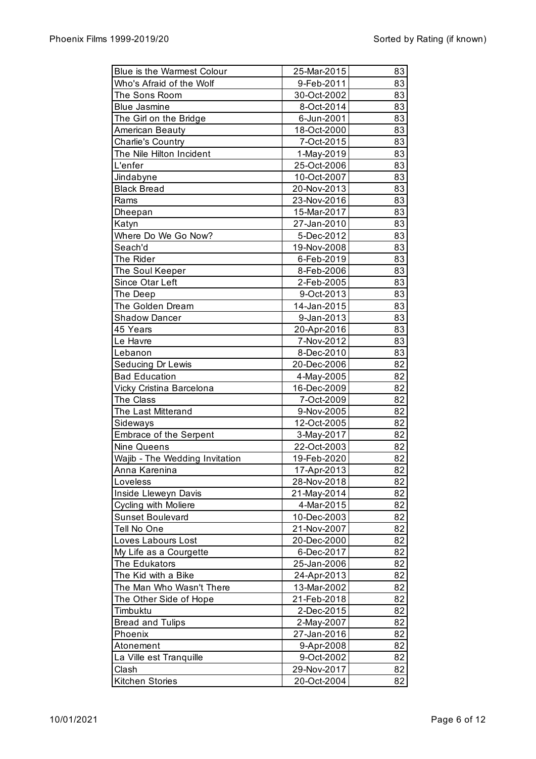| Blue is the Warmest Colour | 25-Mar-2015 | 83 |
|---|---|---|
| Who's Afraid of the Wolf | 9-Feb-2011 | 83 |
| The Sons Room | 30-Oct-2002 | 83 |
| Blue Jasmine | 8-Oct-2014 | 83 |
| The Girl on the Bridge | 6-Jun-2001 | 83 |
| American Beauty | 18-Oct-2000 | 83 |
| Charlie's Country | 7-Oct-2015 | 83 |
| The Nile Hilton Incident | 1-May-2019 | 83 |
| L'enfer | 25-Oct-2006 | 83 |
| Jindabyne | 10-Oct-2007 | 83 |
| Black Bread | 20-Nov-2013 | 83 |
| Rams | 23-Nov-2016 | 83 |
| Dheepan | 15-Mar-2017 | 83 |
| Katyn | 27-Jan-2010 | 83 |
| Where Do We Go Now? | 5-Dec-2012 | 83 |
| Seach'd | 19-Nov-2008 | 83 |
| The Rider | 6-Feb-2019 | 83 |
| The Soul Keeper | 8-Feb-2006 | 83 |
| Since Otar Left | 2-Feb-2005 | 83 |
| The Deep | 9-Oct-2013 | 83 |
| The Golden Dream | 14-Jan-2015 | 83 |
| Shadow Dancer | 9-Jan-2013 | 83 |
| 45 Years | 20-Apr-2016 | 83 |
| Le Havre | 7-Nov-2012 | 83 |
| Lebanon | 8-Dec-2010 | 83 |
| Seducing Dr Lewis | 20-Dec-2006 | 82 |
| Bad Education | 4-May-2005 | 82 |
| Vicky Cristina Barcelona | 16-Dec-2009 | 82 |
| The Class | 7-Oct-2009 | 82 |
| The Last Mitterand | 9-Nov-2005 | 82 |
| Sideways | 12-Oct-2005 | 82 |
| Embrace of the Serpent | 3-May-2017 | 82 |
| Nine Queens | 22-Oct-2003 | 82 |
| Wajib - The Wedding Invitation | 19-Feb-2020 | 82 |
| Anna Karenina | 17-Apr-2013 | 82 |
| Loveless | 28-Nov-2018 | 82 |
| Inside Lleweyn Davis | 21-May-2014 | 82 |
| Cycling with Moliere | 4-Mar-2015 | 82 |
| Sunset Boulevard | 10-Dec-2003 | 82 |
| Tell No One | 21-Nov-2007 | 82 |
| Loves Labours Lost | 20-Dec-2000 | 82 |
| My Life as a Courgette | 6-Dec-2017 | 82 |
| The Edukators | 25-Jan-2006 | 82 |
| The Kid with a Bike | 24-Apr-2013 | 82 |
| The Man Who Wasn't There | 13-Mar-2002 | 82 |
| The Other Side of Hope | 21-Feb-2018 | 82 |
| Timbuktu | 2-Dec-2015 | 82 |
| Bread and Tulips | 2-May-2007 | 82 |
| Phoenix | 27-Jan-2016 | 82 |
| Atonement | 9-Apr-2008 | 82 |
| La Ville est Tranquille | 9-Oct-2002 | 82 |
| Clash | 29-Nov-2017 | 82 |
| Kitchen Stories | 20-Oct-2004 | 82 |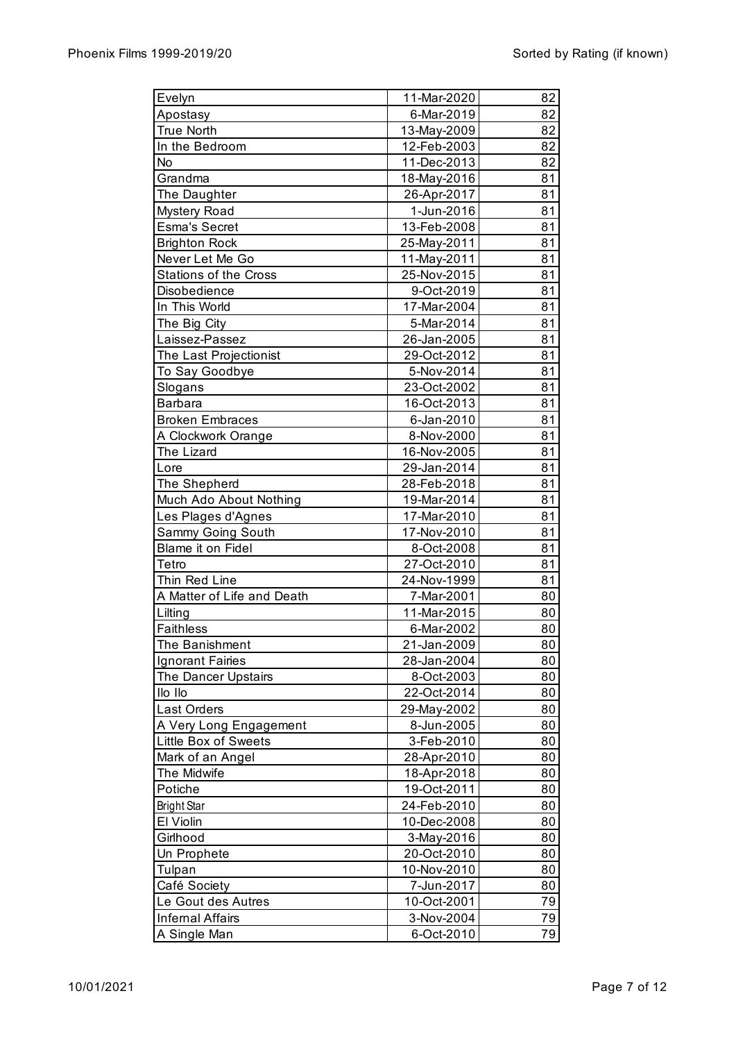| Evelyn | 11-Mar-2020 | 82 |
|---|---|---|
| Apostasy | 6-Mar-2019 | 82 |
| True North | 13-May-2009 | 82 |
| In the Bedroom | 12-Feb-2003 | 82 |
| No | 11-Dec-2013 | 82 |
| Grandma | 18-May-2016 | 81 |
| The Daughter | 26-Apr-2017 | 81 |
| Mystery Road | 1-Jun-2016 | 81 |
| Esma's Secret | 13-Feb-2008 | 81 |
| Brighton Rock | 25-May-2011 | 81 |
| Never Let Me Go | 11-May-2011 | 81 |
| Stations of the Cross | 25-Nov-2015 | 81 |
| Disobedience | 9-Oct-2019 | 81 |
| In This World | 17-Mar-2004 | 81 |
| The Big City | 5-Mar-2014 | 81 |
| Laissez-Passez | 26-Jan-2005 | 81 |
| The Last Projectionist | 29-Oct-2012 | 81 |
| To Say Goodbye | 5-Nov-2014 | 81 |
| Slogans | 23-Oct-2002 | 81 |
| Barbara | 16-Oct-2013 | 81 |
| Broken Embraces | 6-Jan-2010 | 81 |
| A Clockwork Orange | 8-Nov-2000 | 81 |
| The Lizard | 16-Nov-2005 | 81 |
| Lore | 29-Jan-2014 | 81 |
| The Shepherd | 28-Feb-2018 | 81 |
| Much Ado About Nothing | 19-Mar-2014 | 81 |
| Les Plages d'Agnes | 17-Mar-2010 | 81 |
| Sammy Going South | 17-Nov-2010 | 81 |
| Blame it on Fidel | 8-Oct-2008 | 81 |
| Tetro | 27-Oct-2010 | 81 |
| Thin Red Line | 24-Nov-1999 | 81 |
| A Matter of Life and Death | 7-Mar-2001 | 80 |
| Lilting | 11-Mar-2015 | 80 |
| Faithless | 6-Mar-2002 | 80 |
| The Banishment | 21-Jan-2009 | 80 |
| Ignorant Fairies | 28-Jan-2004 | 80 |
| The Dancer Upstairs | 8-Oct-2003 | 80 |
| Ilo Ilo | 22-Oct-2014 | 80 |
| Last Orders | 29-May-2002 | 80 |
| A Very Long Engagement | 8-Jun-2005 | 80 |
| Little Box of Sweets | 3-Feb-2010 | 80 |
| Mark of an Angel | 28-Apr-2010 | 80 |
| The Midwife | 18-Apr-2018 | 80 |
| Potiche | 19-Oct-2011 | 80 |
| Bright Star | 24-Feb-2010 | 80 |
| El Violin | 10-Dec-2008 | 80 |
| Girlhood | 3-May-2016 | 80 |
| Un Prophete | 20-Oct-2010 | 80 |
| Tulpan | 10-Nov-2010 | 80 |
| Café Society | 7-Jun-2017 | 80 |
| Le Gout des Autres | 10-Oct-2001 | 79 |
| Infernal Affairs | 3-Nov-2004 | 79 |
| A Single Man | 6-Oct-2010 | 79 |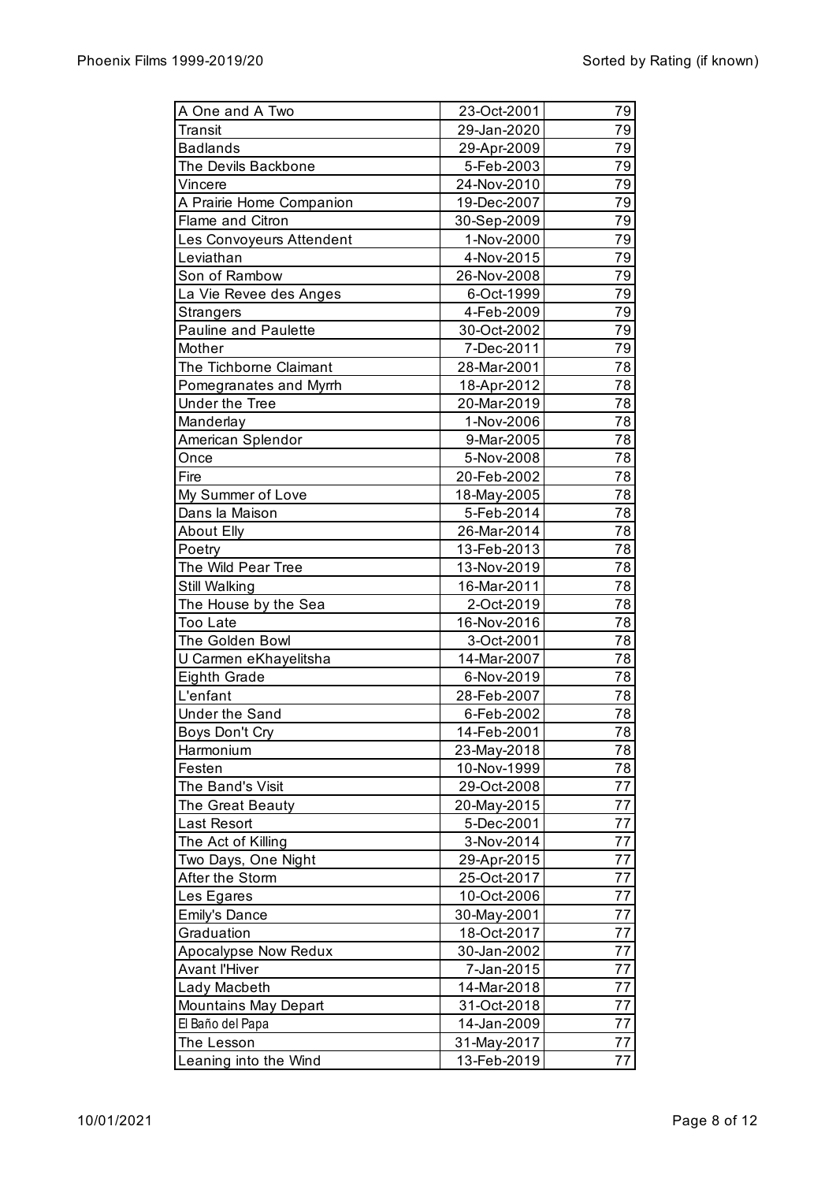| A One and A Two | 23-Oct-2001 | 79 |
|---|---|---|
| Transit | 29-Jan-2020 | 79 |
| Badlands | 29-Apr-2009 | 79 |
| The Devils Backbone | 5-Feb-2003 | 79 |
| Vincere | 24-Nov-2010 | 79 |
| A Prairie Home Companion | 19-Dec-2007 | 79 |
| Flame and Citron | 30-Sep-2009 | 79 |
| Les Convoyeurs Attendent | 1-Nov-2000 | 79 |
| Leviathan | 4-Nov-2015 | 79 |
| Son of Rambow | 26-Nov-2008 | 79 |
| La Vie Revee des Anges | 6-Oct-1999 | 79 |
| Strangers | 4-Feb-2009 | 79 |
| Pauline and Paulette | 30-Oct-2002 | 79 |
| Mother | 7-Dec-2011 | 79 |
| The Tichborne Claimant | 28-Mar-2001 | 78 |
| Pomegranates and Myrrh | 18-Apr-2012 | 78 |
| Under the Tree | 20-Mar-2019 | 78 |
| Manderlay | 1-Nov-2006 | 78 |
| American Splendor | 9-Mar-2005 | 78 |
| Once | 5-Nov-2008 | 78 |
| Fire | 20-Feb-2002 | 78 |
| My Summer of Love | 18-May-2005 | 78 |
| Dans la Maison | 5-Feb-2014 | 78 |
| About Elly | 26-Mar-2014 | 78 |
| Poetry | 13-Feb-2013 | 78 |
| The Wild Pear Tree | 13-Nov-2019 | 78 |
| Still Walking | 16-Mar-2011 | 78 |
| The House by the Sea | 2-Oct-2019 | 78 |
| Too Late | 16-Nov-2016 | 78 |
| The Golden Bowl | 3-Oct-2001 | 78 |
| U Carmen eKhayelitsha | 14-Mar-2007 | 78 |
| Eighth Grade | 6-Nov-2019 | 78 |
| L'enfant | 28-Feb-2007 | 78 |
| Under the Sand | 6-Feb-2002 | 78 |
| Boys Don't Cry | 14-Feb-2001 | 78 |
| Harmonium | 23-May-2018 | 78 |
| Festen | 10-Nov-1999 | 78 |
| The Band's Visit | 29-Oct-2008 | 77 |
| The Great Beauty | 20-May-2015 | 77 |
| Last Resort | 5-Dec-2001 | 77 |
| The Act of Killing | 3-Nov-2014 | 77 |
| Two Days, One Night | 29-Apr-2015 | 77 |
| After the Storm | 25-Oct-2017 | 77 |
| Les Egares | 10-Oct-2006 | 77 |
| Emily's Dance | 30-May-2001 | 77 |
| Graduation | 18-Oct-2017 | 77 |
| Apocalypse Now Redux | 30-Jan-2002 | 77 |
| Avant l'Hiver | 7-Jan-2015 | 77 |
| Lady Macbeth | 14-Mar-2018 | 77 |
| Mountains May Depart | 31-Oct-2018 | 77 |
| El Baño del Papa | 14-Jan-2009 | 77 |
| The Lesson | 31-May-2017 | 77 |
| Leaning into the Wind | 13-Feb-2019 | 77 |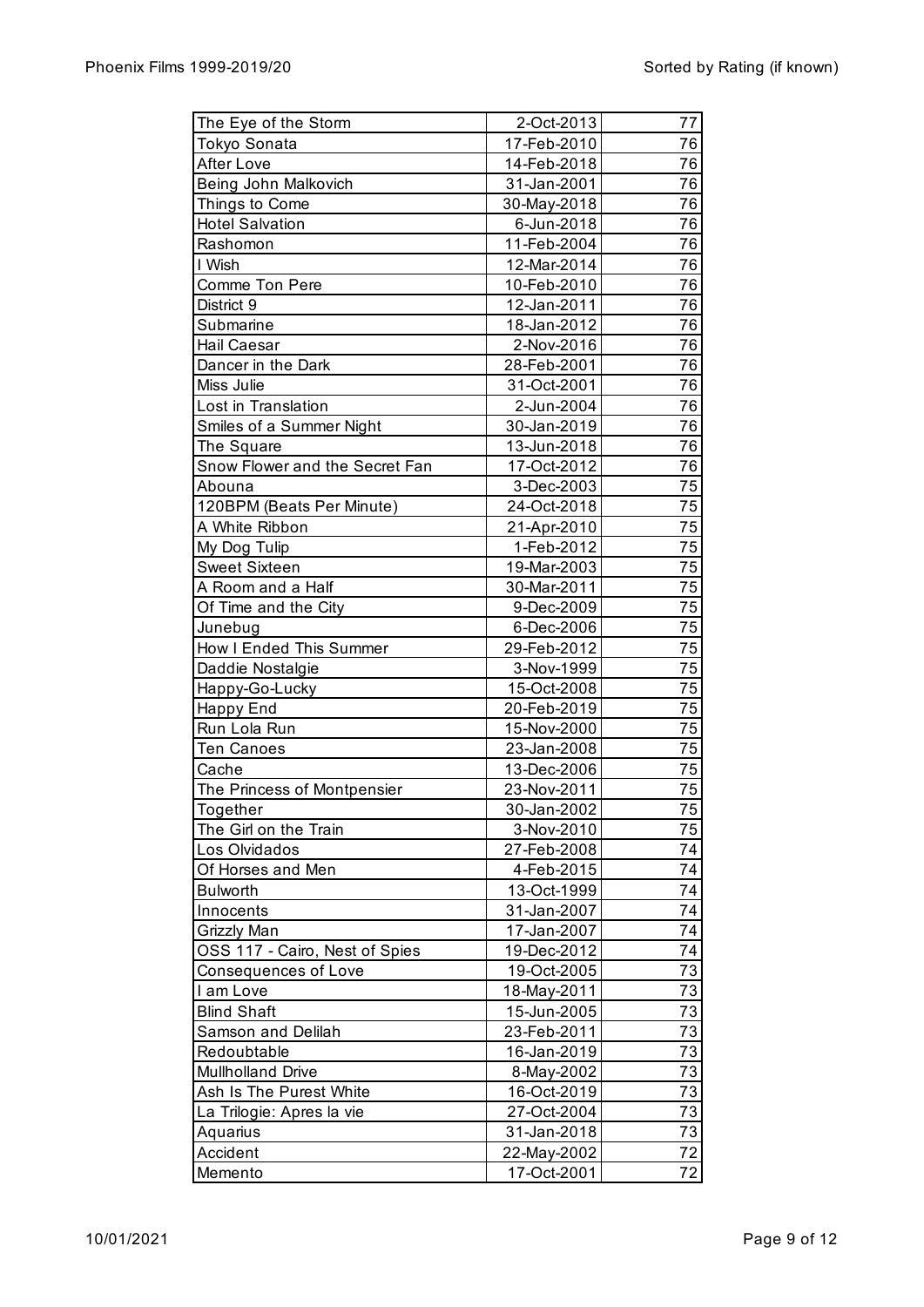| The Eye of the Storm | 2-Oct-2013 | 77 |
|---|---|---|
| Tokyo Sonata | 17-Feb-2010 | 76 |
| After Love | 14-Feb-2018 | 76 |
| Being John Malkovich | 31-Jan-2001 | 76 |
| Things to Come | 30-May-2018 | 76 |
| Hotel Salvation | 6-Jun-2018 | 76 |
| Rashomon | 11-Feb-2004 | 76 |
| I Wish | 12-Mar-2014 | 76 |
| Comme Ton Pere | 10-Feb-2010 | 76 |
| District 9 | 12-Jan-2011 | 76 |
| Submarine | 18-Jan-2012 | 76 |
| Hail Caesar | 2-Nov-2016 | 76 |
| Dancer in the Dark | 28-Feb-2001 | 76 |
| Miss Julie | 31-Oct-2001 | 76 |
| Lost in Translation | 2-Jun-2004 | 76 |
| Smiles of a Summer Night | 30-Jan-2019 | 76 |
| The Square | 13-Jun-2018 | 76 |
| Snow Flower and the Secret Fan | 17-Oct-2012 | 76 |
| Abouna | 3-Dec-2003 | 75 |
| 120BPM (Beats Per Minute) | 24-Oct-2018 | 75 |
| A White Ribbon | 21-Apr-2010 | 75 |
| My Dog Tulip | 1-Feb-2012 | 75 |
| Sweet Sixteen | 19-Mar-2003 | 75 |
| A Room and a Half | 30-Mar-2011 | 75 |
| Of Time and the City | 9-Dec-2009 | 75 |
| Junebug | 6-Dec-2006 | 75 |
| How I Ended This Summer | 29-Feb-2012 | 75 |
| Daddie Nostalgie | 3-Nov-1999 | 75 |
| Happy-Go-Lucky | 15-Oct-2008 | 75 |
| Happy End | 20-Feb-2019 | 75 |
| Run Lola Run | 15-Nov-2000 | 75 |
| Ten Canoes | 23-Jan-2008 | 75 |
| Cache | 13-Dec-2006 | 75 |
| The Princess of Montpensier | 23-Nov-2011 | 75 |
| Together | 30-Jan-2002 | 75 |
| The Girl on the Train | 3-Nov-2010 | 75 |
| Los Olvidados | 27-Feb-2008 | 74 |
| Of Horses and Men | 4-Feb-2015 | 74 |
| Bulworth | 13-Oct-1999 | 74 |
| Innocents | 31-Jan-2007 | 74 |
| Grizzly Man | 17-Jan-2007 | 74 |
| OSS 117 - Cairo, Nest of Spies | 19-Dec-2012 | 74 |
| Consequences of Love | 19-Oct-2005 | 73 |
| I am Love | 18-May-2011 | 73 |
| Blind Shaft | 15-Jun-2005 | 73 |
| Samson and Delilah | 23-Feb-2011 | 73 |
| Redoubtable | 16-Jan-2019 | 73 |
| Mullholland Drive | 8-May-2002 | 73 |
| Ash Is The Purest White | 16-Oct-2019 | 73 |
| La Trilogie: Apres la vie | 27-Oct-2004 | 73 |
| Aquarius | 31-Jan-2018 | 73 |
| Accident | 22-May-2002 | 72 |
| Memento | 17-Oct-2001 | 72 |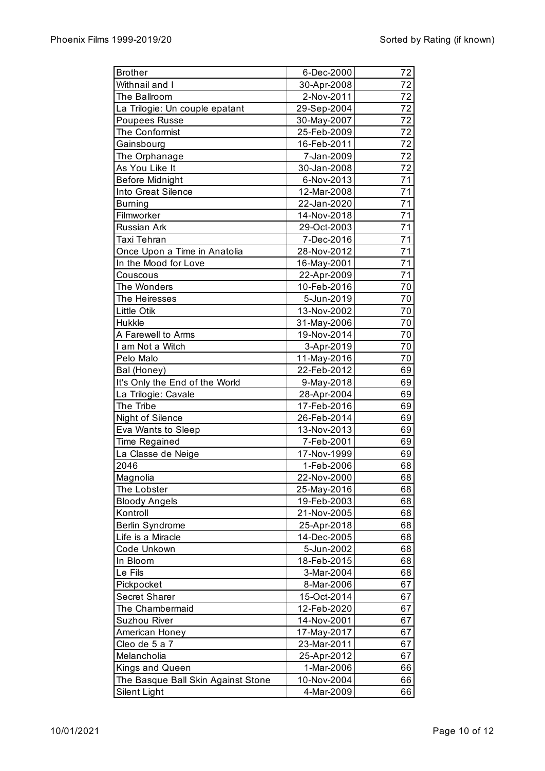| Brother | 6-Dec-2000 | 72 |
|---|---|---|
| Withnail and I | 30-Apr-2008 | 72 |
| The Ballroom | 2-Nov-2011 | 72 |
| La Trilogie: Un couple epatant | 29-Sep-2004 | 72 |
| Poupees Russe | 30-May-2007 | 72 |
| The Conformist | 25-Feb-2009 | 72 |
| Gainsbourg | 16-Feb-2011 | 72 |
| The Orphanage | 7-Jan-2009 | 72 |
| As You Like It | 30-Jan-2008 | 72 |
| Before Midnight | 6-Nov-2013 | 71 |
| Into Great Silence | 12-Mar-2008 | 71 |
| Burning | 22-Jan-2020 | 71 |
| Filmworker | 14-Nov-2018 | 71 |
| Russian Ark | 29-Oct-2003 | 71 |
| Taxi Tehran | 7-Dec-2016 | 71 |
| Once Upon a Time in Anatolia | 28-Nov-2012 | 71 |
| In the Mood for Love | 16-May-2001 | 71 |
| Couscous | 22-Apr-2009 | 71 |
| The Wonders | 10-Feb-2016 | 70 |
| The Heiresses | 5-Jun-2019 | 70 |
| Little Otik | 13-Nov-2002 | 70 |
| Hukkle | 31-May-2006 | 70 |
| A Farewell to Arms | 19-Nov-2014 | 70 |
| I am Not a Witch | 3-Apr-2019 | 70 |
| Pelo Malo | 11-May-2016 | 70 |
| Bal (Honey) | 22-Feb-2012 | 69 |
| It's Only the End of the World | 9-May-2018 | 69 |
| La Trilogie: Cavale | 28-Apr-2004 | 69 |
| The Tribe | 17-Feb-2016 | 69 |
| Night of Silence | 26-Feb-2014 | 69 |
| Eva Wants to Sleep | 13-Nov-2013 | 69 |
| Time Regained | 7-Feb-2001 | 69 |
| La Classe de Neige | 17-Nov-1999 | 69 |
| 2046 | 1-Feb-2006 | 68 |
| Magnolia | 22-Nov-2000 | 68 |
| The Lobster | 25-May-2016 | 68 |
| Bloody Angels | 19-Feb-2003 | 68 |
| Kontroll | 21-Nov-2005 | 68 |
| Berlin Syndrome | 25-Apr-2018 | 68 |
| Life is a Miracle | 14-Dec-2005 | 68 |
| Code Unkown | 5-Jun-2002 | 68 |
| In Bloom | 18-Feb-2015 | 68 |
| Le Fils | 3-Mar-2004 | 68 |
| Pickpocket | 8-Mar-2006 | 67 |
| Secret Sharer | 15-Oct-2014 | 67 |
| The Chambermaid | 12-Feb-2020 | 67 |
| Suzhou River | 14-Nov-2001 | 67 |
| American Honey | 17-May-2017 | 67 |
| Cleo de 5 a 7 | 23-Mar-2011 | 67 |
| Melancholia | 25-Apr-2012 | 67 |
| Kings and Queen | 1-Mar-2006 | 66 |
| The Basque Ball Skin Against Stone | 10-Nov-2004 | 66 |
| Silent Light | 4-Mar-2009 | 66 |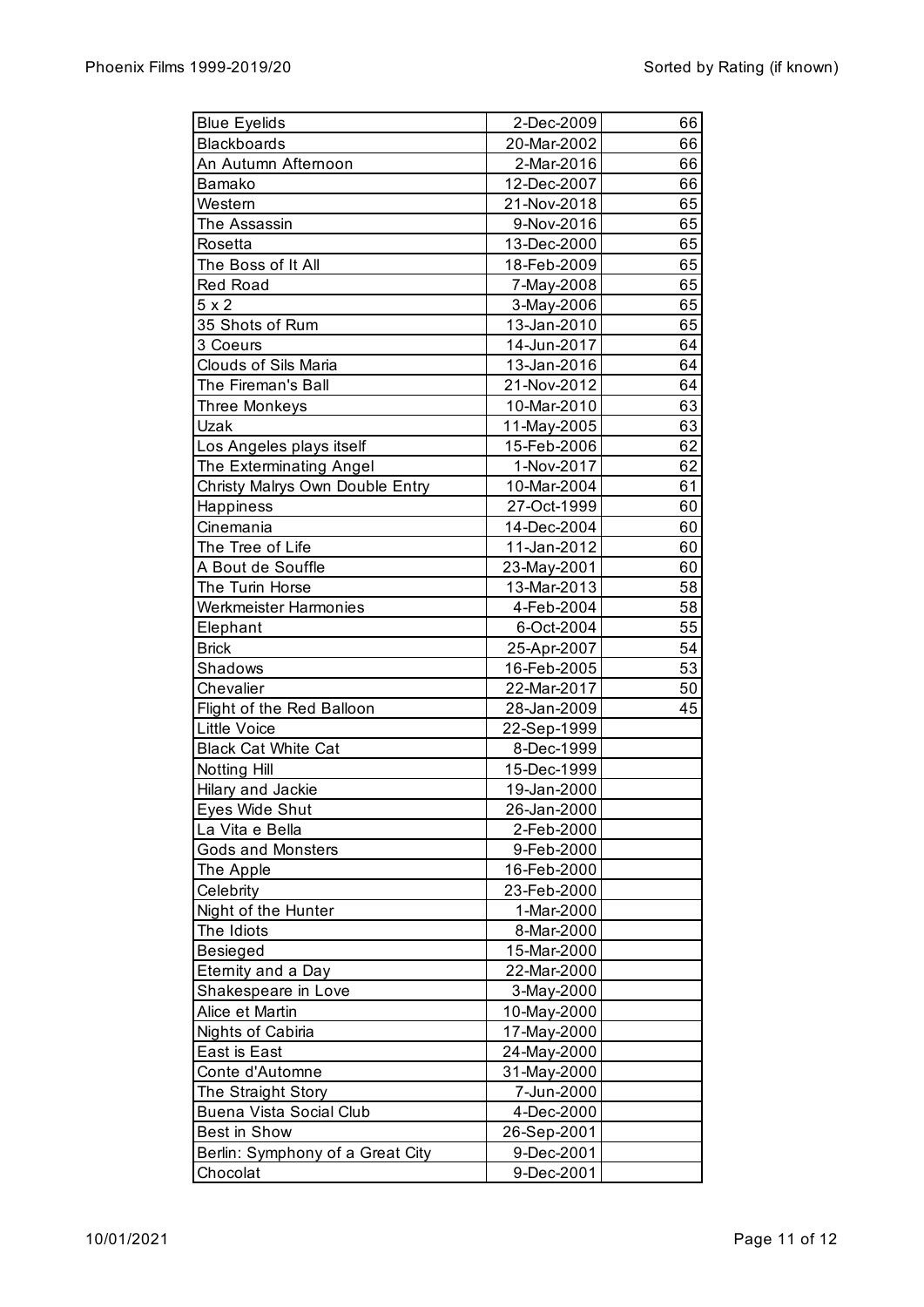| | | |
|---|---|---|
| Blue Eyelids | 2-Dec-2009 | 66 |
| Blackboards | 20-Mar-2002 | 66 |
| An Autumn Afternoon | 2-Mar-2016 | 66 |
| Bamako | 12-Dec-2007 | 66 |
| Western | 21-Nov-2018 | 65 |
| The Assassin | 9-Nov-2016 | 65 |
| Rosetta | 13-Dec-2000 | 65 |
| The Boss of It All | 18-Feb-2009 | 65 |
| Red Road | 7-May-2008 | 65 |
| 5 x 2 | 3-May-2006 | 65 |
| 35 Shots of Rum | 13-Jan-2010 | 65 |
| 3 Coeurs | 14-Jun-2017 | 64 |
| Clouds of Sils Maria | 13-Jan-2016 | 64 |
| The Fireman's Ball | 21-Nov-2012 | 64 |
| Three Monkeys | 10-Mar-2010 | 63 |
| Uzak | 11-May-2005 | 63 |
| Los Angeles plays itself | 15-Feb-2006 | 62 |
| The Exterminating Angel | 1-Nov-2017 | 62 |
| Christy Malrys Own Double Entry | 10-Mar-2004 | 61 |
| Happiness | 27-Oct-1999 | 60 |
| Cinemania | 14-Dec-2004 | 60 |
| The Tree of Life | 11-Jan-2012 | 60 |
| A Bout de Souffle | 23-May-2001 | 60 |
| The Turin Horse | 13-Mar-2013 | 58 |
| Werkmeister Harmonies | 4-Feb-2004 | 58 |
| Elephant | 6-Oct-2004 | 55 |
| Brick | 25-Apr-2007 | 54 |
| Shadows | 16-Feb-2005 | 53 |
| Chevalier | 22-Mar-2017 | 50 |
| Flight of the Red Balloon | 28-Jan-2009 | 45 |
| Little Voice | 22-Sep-1999 | |
| Black Cat White Cat | 8-Dec-1999 | |
| Notting Hill | 15-Dec-1999 | |
| Hilary and Jackie | 19-Jan-2000 | |
| Eyes Wide Shut | 26-Jan-2000 | |
| La Vita e Bella | 2-Feb-2000 | |
| Gods and Monsters | 9-Feb-2000 | |
| The Apple | 16-Feb-2000 | |
| Celebrity | 23-Feb-2000 | |
| Night of the Hunter | 1-Mar-2000 | |
| The Idiots | 8-Mar-2000 | |
| Besieged | 15-Mar-2000 | |
| Eternity and a Day | 22-Mar-2000 | |
| Shakespeare in Love | 3-May-2000 | |
| Alice et Martin | 10-May-2000 | |
| Nights of Cabiria | 17-May-2000 | |
| East is East | 24-May-2000 | |
| Conte d'Automne | 31-May-2000 | |
| The Straight Story | 7-Jun-2000 | |
| Buena Vista Social Club | 4-Dec-2000 | |
| Best in Show | 26-Sep-2001 | |
| Berlin: Symphony of a Great City | 9-Dec-2001 | |
| Chocolat | 9-Dec-2001 | |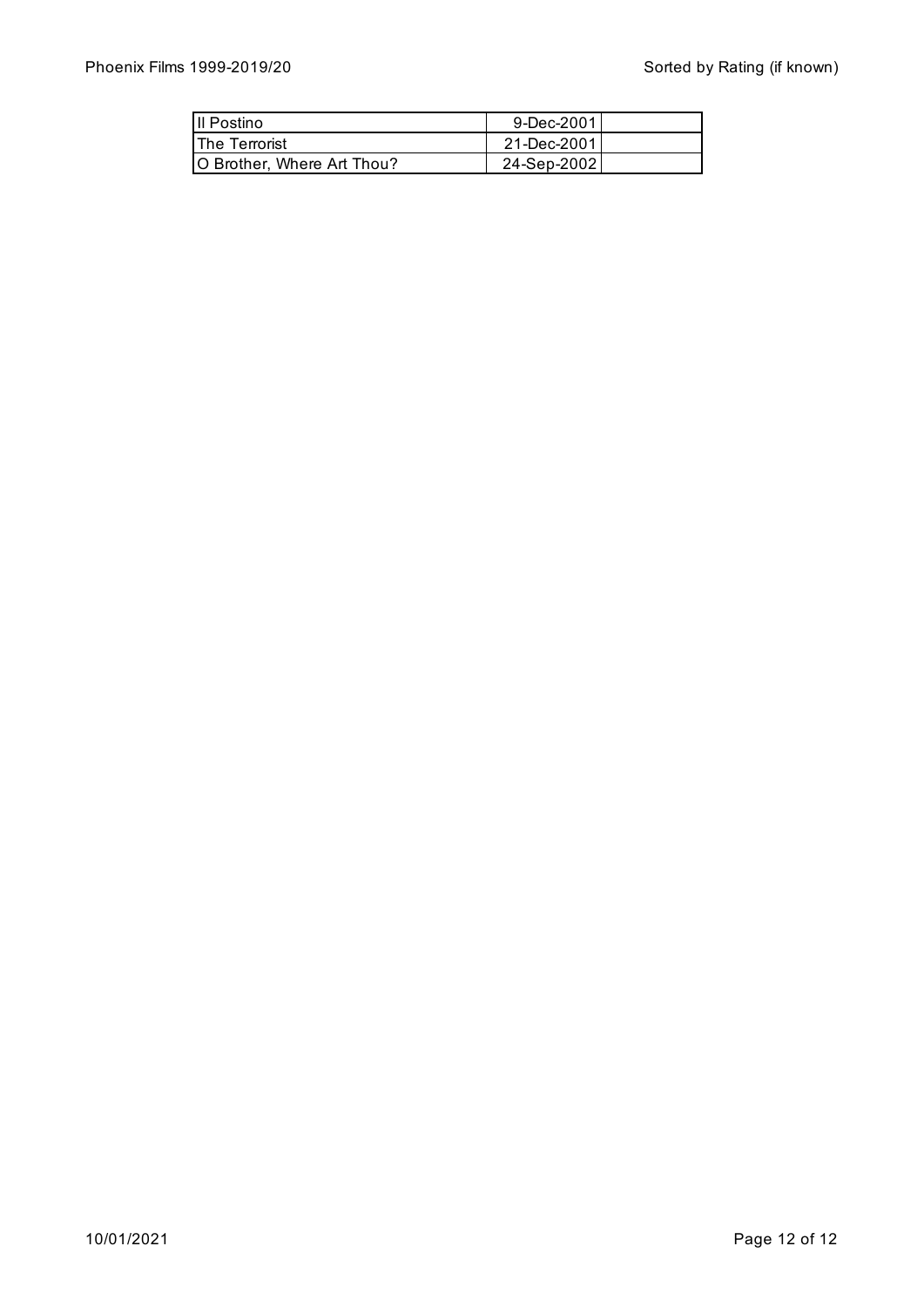| | | |
|---|---|---|
| Il Postino | 9-Dec-2001 | |
| The Terrorist | 21-Dec-2001 | |
| O Brother, Where Art Thou? | 24-Sep-2002 | |